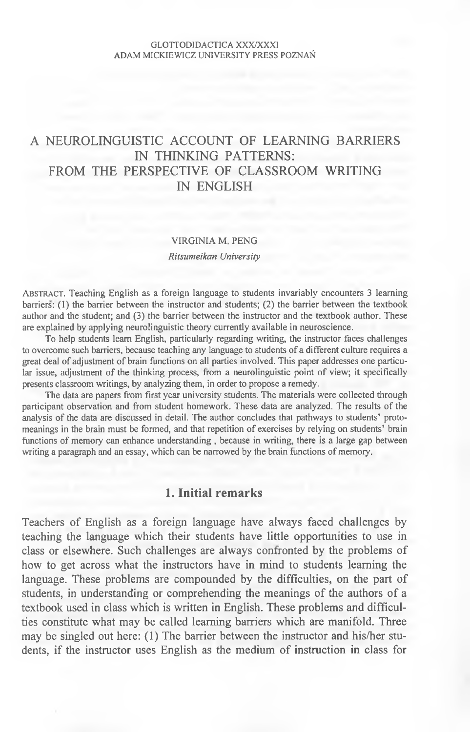# A NEUROLINGUISTIC ACCOUNT OF LEARNING BARRIERS IN THINKING PATTERNS: FROM THE PERSPECTIVE OF CLASSROOM WRITING IN ENGLISH

VIRGINIA M. PENG

*Ritsumeikan University*

ABSTRACT. Teaching English as a foreign language to students invariably encounters 3 learning barriers: (1) the barrier between the instructor and students; (2) the barrier between the textbook author and the student; and (3) the barrier between the instructor and the textbook author. These are explained by applying neurolinguistic theory currently available in neuroscience.

To help students learn English, particularly regarding writing, the instructor faces challenges to overcome such barriers, because teaching any language to students of a different culture requires a great deal of adjustment of brain functions on all parties involved. This paper addresses one particular issue, adjustment of the thinking process, from a neurolinguistic point of view; it specifically presents classroom writings, by analyzing them, in order to propose a remedy.

The data are papers from first year university students. The materials were collected through participant observation and from student homework. These data are analyzed. The results of the analysis of the data are discussed in detail. The author concludes that pathways to students' proto-meanings in the brain must be formed, and that repetition of exercises by relying on students' brain functions of memory can enhance understanding , because in writing, there is a large gap between writing a paragraph and an essay, which can be narrowed by the brain functions of memory.

## 1. Initial remarks

Teachers of English as a foreign language have always faced challenges by teaching the language which their students have little opportunities to use in class or elsewhere. Such challenges are always confronted by the problems of how to get across what the instructors have in mind to students learning the language. These problems are compounded by the difficulties, on the part of students, in understanding or comprehending the meanings of the authors of a textbook used in class which is written in English. These problems and difficulties constitute what may be called learning barriers which are manifold. Three may be singled out here: (1) The barrier between the instructor and his/her students, if the instructor uses English as the medium of instruction in class for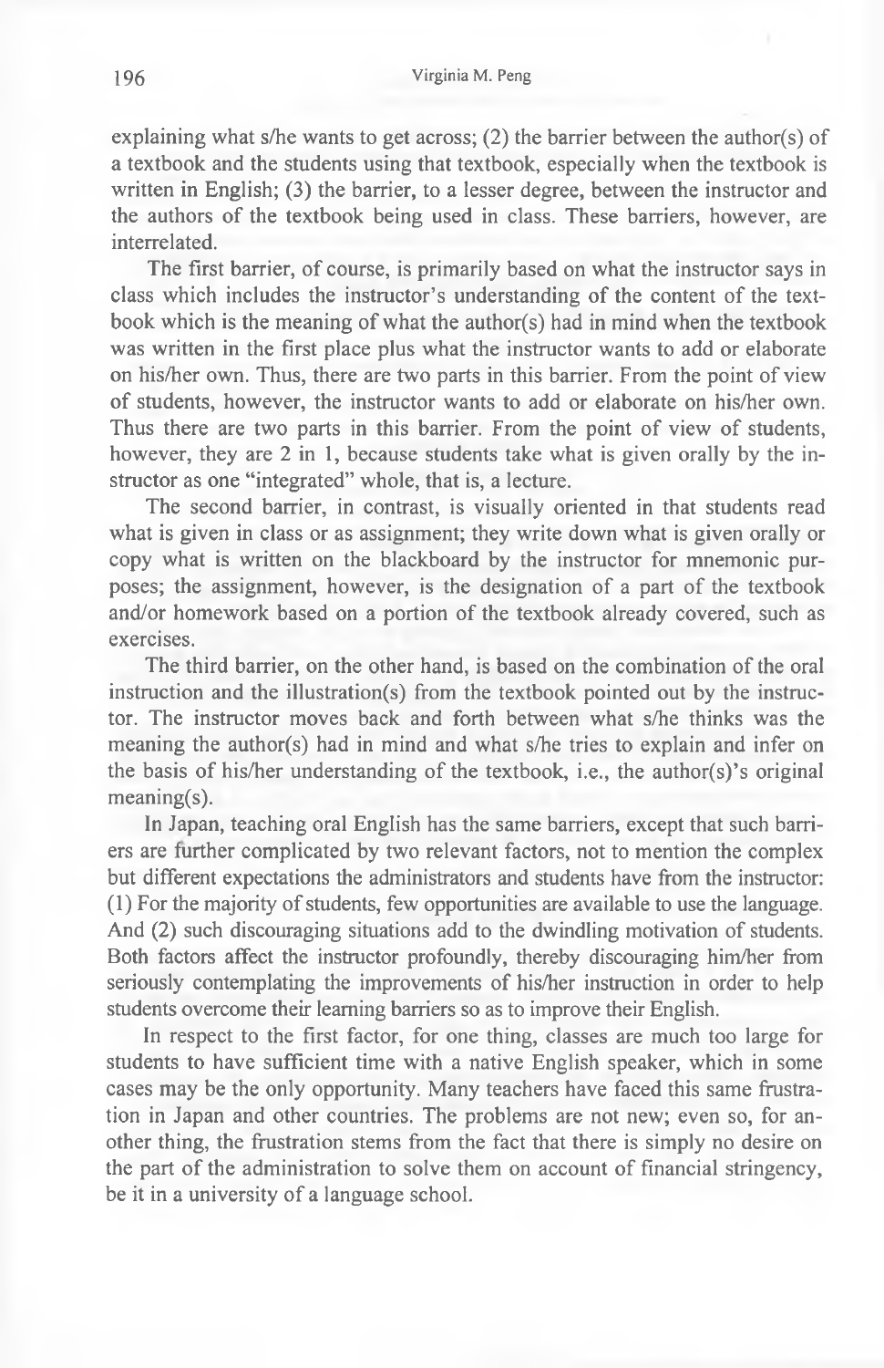explaining what s/he wants to get across; (2) the barrier between the author(s) of a textbook and the students using that textbook, especially when the textbook is written in English; (3) the barrier, to a lesser degree, between the instructor and the authors of the textbook being used in class. These barriers, however, are interrelated.

The first barrier, of course, is primarily based on what the instructor says in class which includes the instructor's understanding of the content of the textbook which is the meaning of what the author(s) had in mind when the textbook was written in the first place plus what the instructor wants to add or elaborate on his/her own. Thus, there are two parts in this barrier. From the point of view of students, however, the instructor wants to add or elaborate on his/her own. Thus there are two parts in this barrier. From the point of view of students, however, they are 2 in 1, because students take what is given orally by the instructor as one "integrated" whole, that is, a lecture.

The second barrier, in contrast, is visually oriented in that students read what is given in class or as assignment; they write down what is given orally or copy what is written on the blackboard by the instructor for mnemonic purposes; the assignment, however, is the designation of a part of the textbook and/or homework based on a portion of the textbook already covered, such as exercises.

The third barrier, on the other hand, is based on the combination of the oral instruction and the illustration(s) from the textbook pointed out by the instructor. The instructor moves back and forth between what s/he thinks was the meaning the author(s) had in mind and what s/he tries to explain and infer on the basis of his/her understanding of the textbook, i.e., the author(s)'s original meaning(s).

In Japan, teaching oral English has the same barriers, except that such barriers are further complicated by two relevant factors, not to mention the complex but different expectations the administrators and students have from the instructor: (1) For the majority of students, few opportunities are available to use the language. And (2) such discouraging situations add to the dwindling motivation of students. Both factors affect the instructor profoundly, thereby discouraging him/her from seriously contemplating the improvements of his/her instruction in order to help students overcome their learning barriers so as to improve their English.

In respect to the first factor, for one thing, classes are much too large for students to have sufficient time with a native English speaker, which in some cases may be the only opportunity. Many teachers have faced this same frustration in Japan and other countries. The problems are not new; even so, for another thing, the frustration stems from the fact that there is simply no desire on the part of the administration to solve them on account of financial stringency, be it in a university of a language school.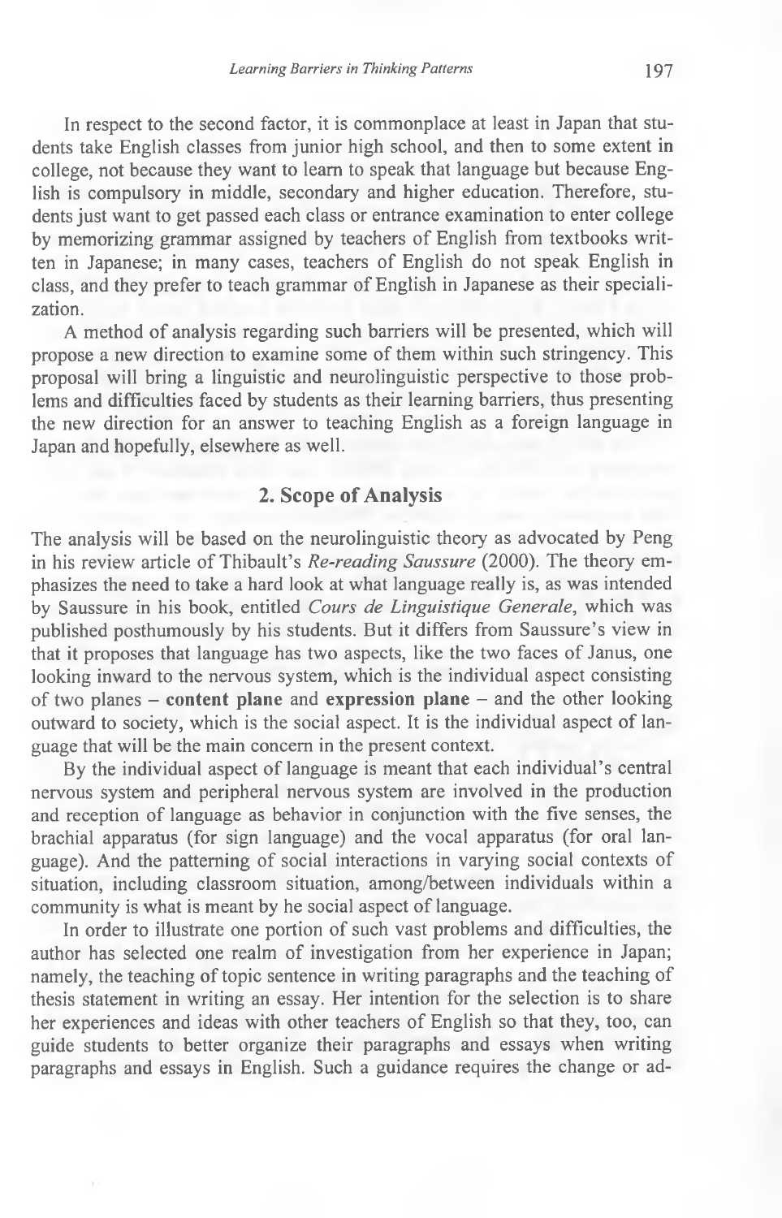In respect to the second factor, it is commonplace at least in Japan that students take English classes from junior high school, and then to some extent in college, not because they want to learn to speak that language but because English is compulsory in middle, secondary and higher education. Therefore, students just want to get passed each class or entrance examination to enter college by memorizing grammar assigned by teachers of English from textbooks written in Japanese; in many cases, teachers of English do not speak English in class, and they prefer to teach grammar of English in Japanese as their specialization.

A method of analysis regarding such barriers will be presented, which will propose a new direction to examine some of them within such stringency. This proposal will bring a linguistic and neurolinguistic perspective to those problems and difficulties faced by students as their learning barriers, thus presenting the new direction for an answer to teaching English as a foreign language in Japan and hopefully, elsewhere as well.

## 2. Scope of Analysis

The analysis will be based on the neurolinguistic theory as advocated by Peng in his review article of Thibault's *Re-reading Saussure* (2000). The theory emphasizes the need to take a hard look at what language really is, as was intended by Saussure in his book, entitled *Cours de Linguistique Generale*, which was published posthumously by his students. But it differs from Saussure's view in that it proposes that language has two aspects, like the two faces of Janus, one looking inward to the nervous system, which is the individual aspect consisting of two planes – **content plane** and **expression plane** – and the other looking outward to society, which is the social aspect. It is the individual aspect of language that will be the main concern in the present context.

By the individual aspect of language is meant that each individual's central nervous system and peripheral nervous system are involved in the production and reception of language as behavior in conjunction with the five senses, the brachial apparatus (for sign language) and the vocal apparatus (for oral language). And the patterning of social interactions in varying social contexts of situation, including classroom situation, among/between individuals within a community is what is meant by he social aspect of language.

In order to illustrate one portion of such vast problems and difficulties, the author has selected one realm of investigation from her experience in Japan; namely, the teaching of topic sentence in writing paragraphs and the teaching of thesis statement in writing an essay. Her intention for the selection is to share her experiences and ideas with other teachers of English so that they, too, can guide students to better organize their paragraphs and essays when writing paragraphs and essays in English. Such a guidance requires the change or ad-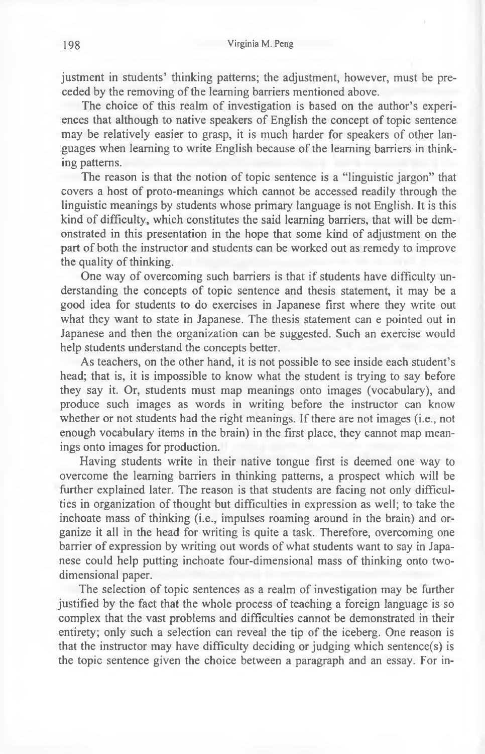justment in students' thinking patterns; the adjustment, however, must be preceded by the removing of the learning barriers mentioned above.

The choice of this realm of investigation is based on the author's experiences that although to native speakers of English the concept of topic sentence may be relatively easier to grasp, it is much harder for speakers of other languages when learning to write English because of the learning barriers in thinking patterns.

The reason is that the notion of topic sentence is a "linguistic jargon" that covers a host of proto-meanings which cannot be accessed readily through the linguistic meanings by students whose primary language is not English. It is this kind of difficulty, which constitutes the said learning barriers, that will be demonstrated in this presentation in the hope that some kind of adjustment on the part of both the instructor and students can be worked out as remedy to improve the quality of thinking.

One way of overcoming such barriers is that if students have difficulty understanding the concepts of topic sentence and thesis statement, it may be a good idea for students to do exercises in Japanese first where they write out what they want to state in Japanese. The thesis statement can e pointed out in Japanese and then the organization can be suggested. Such an exercise would help students understand the concepts better.

As teachers, on the other hand, it is not possible to see inside each student's head; that is, it is impossible to know what the student is trying to say before they say it. Or, students must map meanings onto images (vocabulary), and produce such images as words in writing before the instructor can know whether or not students had the right meanings. If there are not images (i.e., not enough vocabulary items in the brain) in the first place, they cannot map meanings onto images for production.

Having students write in their native tongue first is deemed one way to overcome the learning barriers in thinking patterns, a prospect which will be further explained later. The reason is that students are facing not only difficulties in organization of thought but difficulties in expression as well; to take the inchoate mass of thinking (i.e., impulses roaming around in the brain) and organize it all in the head for writing is quite a task. Therefore, overcoming one barrier of expression by writing out words of what students want to say in Japanese could help putting inchoate four-dimensional mass of thinking onto two-dimensional paper.

The selection of topic sentences as a realm of investigation may be further justified by the fact that the whole process of teaching a foreign language is so complex that the vast problems and difficulties cannot be demonstrated in their entirety; only such a selection can reveal the tip of the iceberg. One reason is that the instructor may have difficulty deciding or judging which sentence(s) is the topic sentence given the choice between a paragraph and an essay. For in-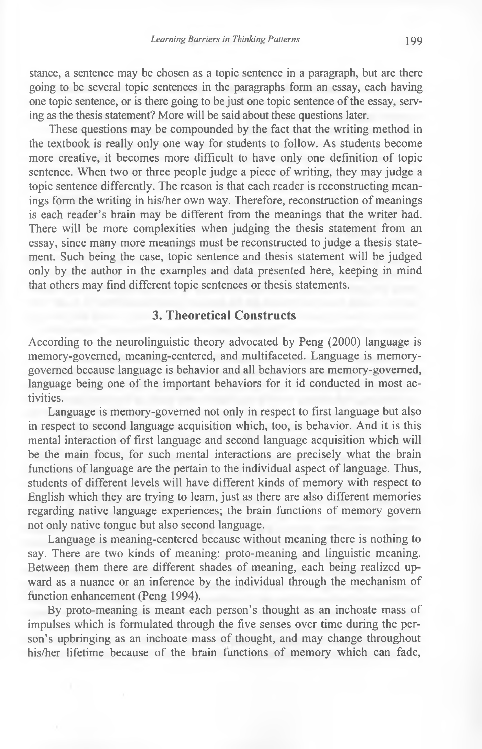stance, a sentence may be chosen as a topic sentence in a paragraph, but are there going to be several topic sentences in the paragraphs form an essay, each having one topic sentence, or is there going to be just one topic sentence of the essay, serving as the thesis statement? More will be said about these questions later.

These questions may be compounded by the fact that the writing method in the textbook is really only one way for students to follow. As students become more creative, it becomes more difficult to have only one definition of topic sentence. When two or three people judge a piece of writing, they may judge a topic sentence differently. The reason is that each reader is reconstructing meanings form the writing in his/her own way. Therefore, reconstruction of meanings is each reader's brain may be different from the meanings that the writer had. There will be more complexities when judging the thesis statement from an essay, since many more meanings must be reconstructed to judge a thesis statement. Such being the case, topic sentence and thesis statement will be judged only by the author in the examples and data presented here, keeping in mind that others may find different topic sentences or thesis statements.

## 3. Theoretical Constructs

According to the neurolinguistic theory advocated by Peng (2000) language is memory-governed, meaning-centered, and multifaceted. Language is memory-governed because language is behavior and all behaviors are memory-governed, language being one of the important behaviors for it id conducted in most activities.

Language is memory-governed not only in respect to first language but also in respect to second language acquisition which, too, is behavior. And it is this mental interaction of first language and second language acquisition which will be the main focus, for such mental interactions are precisely what the brain functions of language are the pertain to the individual aspect of language. Thus, students of different levels will have different kinds of memory with respect to English which they are trying to learn, just as there are also different memories regarding native language experiences; the brain functions of memory govern not only native tongue but also second language.

Language is meaning-centered because without meaning there is nothing to say. There are two kinds of meaning: proto-meaning and linguistic meaning. Between them there are different shades of meaning, each being realized upward as a nuance or an inference by the individual through the mechanism of function enhancement (Peng 1994).

By proto-meaning is meant each person's thought as an inchoate mass of impulses which is formulated through the five senses over time during the person's upbringing as an inchoate mass of thought, and may change throughout his/her lifetime because of the brain functions of memory which can fade,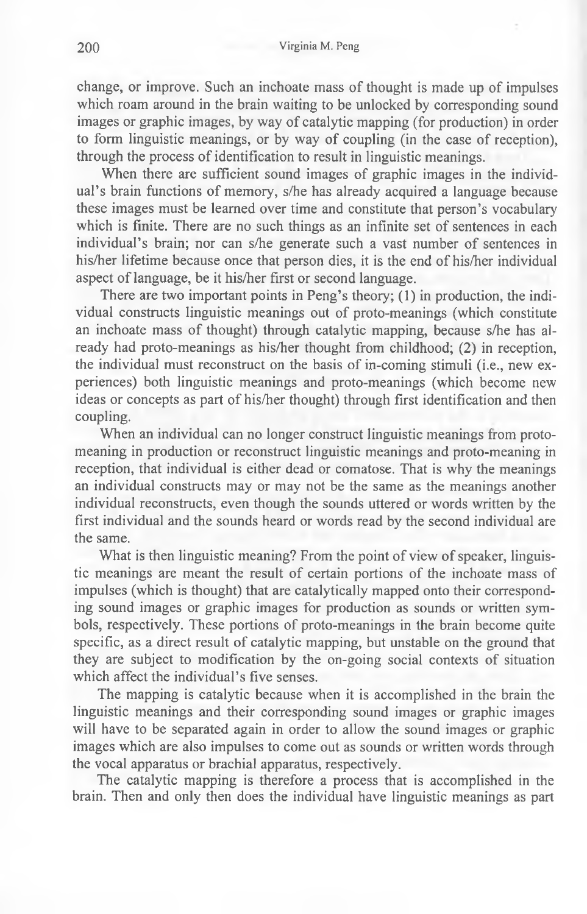change, or improve. Such an inchoate mass of thought is made up of impulses which roam around in the brain waiting to be unlocked by corresponding sound images or graphic images, by way of catalytic mapping (for production) in order to form linguistic meanings, or by way of coupling (in the case of reception), through the process of identification to result in linguistic meanings.

When there are sufficient sound images of graphic images in the individual's brain functions of memory, s/he has already acquired a language because these images must be learned over time and constitute that person's vocabulary which is finite. There are no such things as an infinite set of sentences in each individual's brain; nor can s/he generate such a vast number of sentences in his/her lifetime because once that person dies, it is the end of his/her individual aspect of language, be it his/her first or second language.

There are two important points in Peng's theory; (1) in production, the individual constructs linguistic meanings out of proto-meanings (which constitute an inchoate mass of thought) through catalytic mapping, because s/he has already had proto-meanings as his/her thought from childhood; (2) in reception, the individual must reconstruct on the basis of in-coming stimuli (i.e., new experiences) both linguistic meanings and proto-meanings (which become new ideas or concepts as part of his/her thought) through first identification and then coupling.

When an individual can no longer construct linguistic meanings from proto-meaning in production or reconstruct linguistic meanings and proto-meaning in reception, that individual is either dead or comatose. That is why the meanings an individual constructs may or may not be the same as the meanings another individual reconstructs, even though the sounds uttered or words written by the first individual and the sounds heard or words read by the second individual are the same.

What is then linguistic meaning? From the point of view of speaker, linguistic meanings are meant the result of certain portions of the inchoate mass of impulses (which is thought) that are catalytically mapped onto their corresponding sound images or graphic images for production as sounds or written symbols, respectively. These portions of proto-meanings in the brain become quite specific, as a direct result of catalytic mapping, but unstable on the ground that they are subject to modification by the on-going social contexts of situation which affect the individual's five senses.

The mapping is catalytic because when it is accomplished in the brain the linguistic meanings and their corresponding sound images or graphic images will have to be separated again in order to allow the sound images or graphic images which are also impulses to come out as sounds or written words through the vocal apparatus or brachial apparatus, respectively.

The catalytic mapping is therefore a process that is accomplished in the brain. Then and only then does the individual have linguistic meanings as part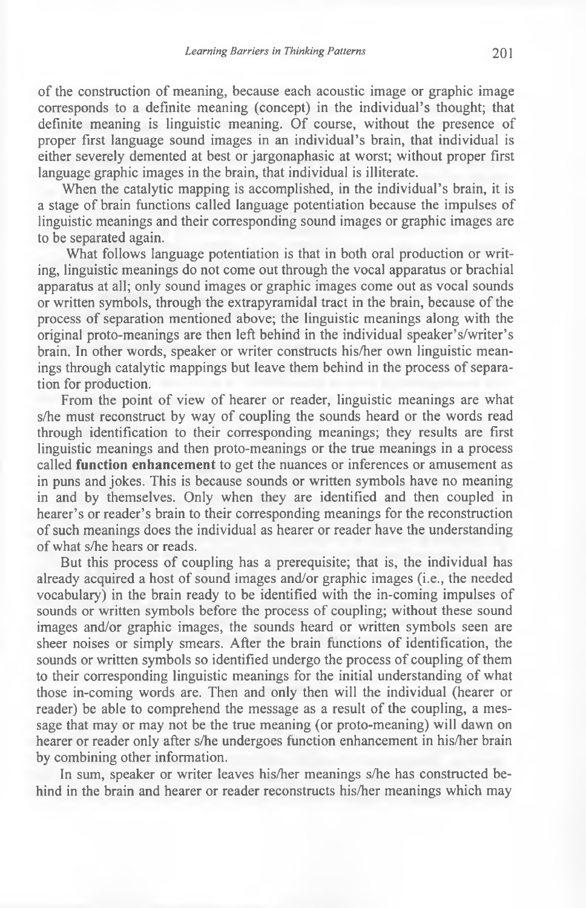of the construction of meaning, because each acoustic image or graphic image corresponds to a definite meaning (concept) in the individual's thought; that definite meaning is linguistic meaning. Of course, without the presence of proper first language sound images in an individual's brain, that individual is either severely demented at best or jargonaphasic at worst; without proper first language graphic images in the brain, that individual is illiterate.

When the catalytic mapping is accomplished, in the individual's brain, it is a stage of brain functions called language potentiation because the impulses of linguistic meanings and their corresponding sound images or graphic images are to be separated again.

What follows language potentiation is that in both oral production or writing, linguistic meanings do not come out through the vocal apparatus or brachial apparatus at all; only sound images or graphic images come out as vocal sounds or written symbols, through the extrapyramidal tract in the brain, because of the process of separation mentioned above; the linguistic meanings along with the original proto-meanings are then left behind in the individual speaker's/writer's brain. In other words, speaker or writer constructs his/her own linguistic meanings through catalytic mappings but leave them behind in the process of separation for production.

From the point of view of hearer or reader, linguistic meanings are what s/he must reconstruct by way of coupling the sounds heard or the words read through identification to their corresponding meanings; they results are first linguistic meanings and then proto-meanings or the true meanings in a process called **function enhancement** to get the nuances or inferences or amusement as in puns and jokes. This is because sounds or written symbols have no meaning in and by themselves. Only when they are identified and then coupled in hearer's or reader's brain to their corresponding meanings for the reconstruction of such meanings does the individual as hearer or reader have the understanding of what s/he hears or reads.

But this process of coupling has a prerequisite; that is, the individual has already acquired a host of sound images and/or graphic images (i.e., the needed vocabulary) in the brain ready to be identified with the in-coming impulses of sounds or written symbols before the process of coupling; without these sound images and/or graphic images, the sounds heard or written symbols seen are sheer noises or simply smears. After the brain functions of identification, the sounds or written symbols so identified undergo the process of coupling of them to their corresponding linguistic meanings for the initial understanding of what those in-coming words are. Then and only then will the individual (hearer or reader) be able to comprehend the message as a result of the coupling, a message that may or may not be the true meaning (or proto-meaning) will dawn on hearer or reader only after s/he undergoes function enhancement in his/her brain by combining other information.

In sum, speaker or writer leaves his/her meanings s/he has constructed behind in the brain and hearer or reader reconstructs his/her meanings which may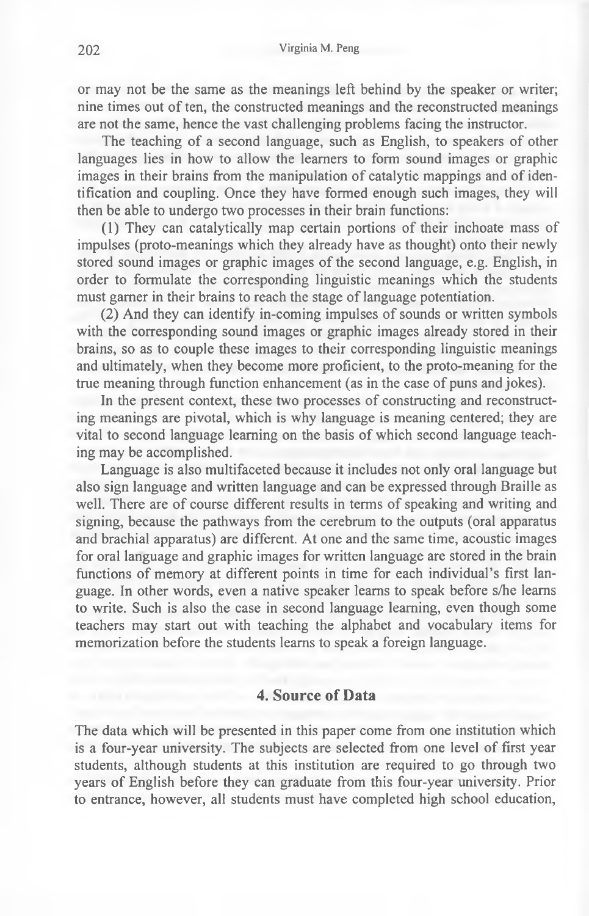or may not be the same as the meanings left behind by the speaker or writer; nine times out of ten, the constructed meanings and the reconstructed meanings are not the same, hence the vast challenging problems facing the instructor.

The teaching of a second language, such as English, to speakers of other languages lies in how to allow the learners to form sound images or graphic images in their brains from the manipulation of catalytic mappings and of identification and coupling. Once they have formed enough such images, they will then be able to undergo two processes in their brain functions:

(1) They can catalytically map certain portions of their inchoate mass of impulses (proto-meanings which they already have as thought) onto their newly stored sound images or graphic images of the second language, e.g. English, in order to formulate the corresponding linguistic meanings which the students must garner in their brains to reach the stage of language potentiation.

(2) And they can identify in-coming impulses of sounds or written symbols with the corresponding sound images or graphic images already stored in their brains, so as to couple these images to their corresponding linguistic meanings and ultimately, when they become more proficient, to the proto-meaning for the true meaning through function enhancement (as in the case of puns and jokes).

In the present context, these two processes of constructing and reconstructing meanings are pivotal, which is why language is meaning centered; they are vital to second language learning on the basis of which second language teaching may be accomplished.

Language is also multifaceted because it includes not only oral language but also sign language and written language and can be expressed through Braille as well. There are of course different results in terms of speaking and writing and signing, because the pathways from the cerebrum to the outputs (oral apparatus and brachial apparatus) are different. At one and the same time, acoustic images for oral language and graphic images for written language are stored in the brain functions of memory at different points in time for each individual's first language. In other words, even a native speaker learns to speak before s/he learns to write. Such is also the case in second language learning, even though some teachers may start out with teaching the alphabet and vocabulary items for memorization before the students learns to speak a foreign language.

## 4. Source of Data

The data which will be presented in this paper come from one institution which is a four-year university. The subjects are selected from one level of first year students, although students at this institution are required to go through two years of English before they can graduate from this four-year university. Prior to entrance, however, all students must have completed high school education,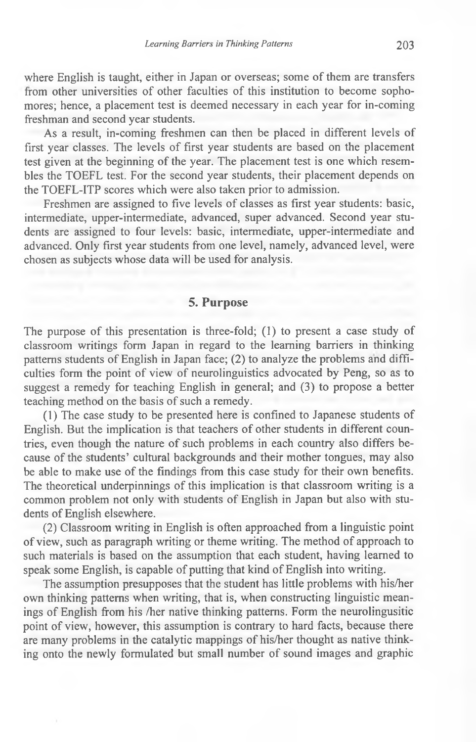where English is taught, either in Japan or overseas; some of them are transfers from other universities of other faculties of this institution to become sophomores; hence, a placement test is deemed necessary in each year for in-coming freshman and second year students.

As a result, in-coming freshmen can then be placed in different levels of first year classes. The levels of first year students are based on the placement test given at the beginning of the year. The placement test is one which resembles the TOEFL test. For the second year students, their placement depends on the TOEFL-ITP scores which were also taken prior to admission.

Freshmen are assigned to five levels of classes as first year students: basic, intermediate, upper-intermediate, advanced, super advanced. Second year students are assigned to four levels: basic, intermediate, upper-intermediate and advanced. Only first year students from one level, namely, advanced level, were chosen as subjects whose data will be used for analysis.

## 5. Purpose

The purpose of this presentation is three-fold; (1) to present a case study of classroom writings form Japan in regard to the learning barriers in thinking patterns students of English in Japan face; (2) to analyze the problems and difficulties form the point of view of neurolinguistics advocated by Peng, so as to suggest a remedy for teaching English in general; and (3) to propose a better teaching method on the basis of such a remedy.

(1) The case study to be presented here is confined to Japanese students of English. But the implication is that teachers of other students in different countries, even though the nature of such problems in each country also differs because of the students' cultural backgrounds and their mother tongues, may also be able to make use of the findings from this case study for their own benefits. The theoretical underpinnings of this implication is that classroom writing is a common problem not only with students of English in Japan but also with students of English elsewhere.

(2) Classroom writing in English is often approached from a linguistic point of view, such as paragraph writing or theme writing. The method of approach to such materials is based on the assumption that each student, having learned to speak some English, is capable of putting that kind of English into writing.

The assumption presupposes that the student has little problems with his/her own thinking patterns when writing, that is, when constructing linguistic meanings of English from his /her native thinking patterns. Form the neurolingusitic point of view, however, this assumption is contrary to hard facts, because there are many problems in the catalytic mappings of his/her thought as native thinking onto the newly formulated but small number of sound images and graphic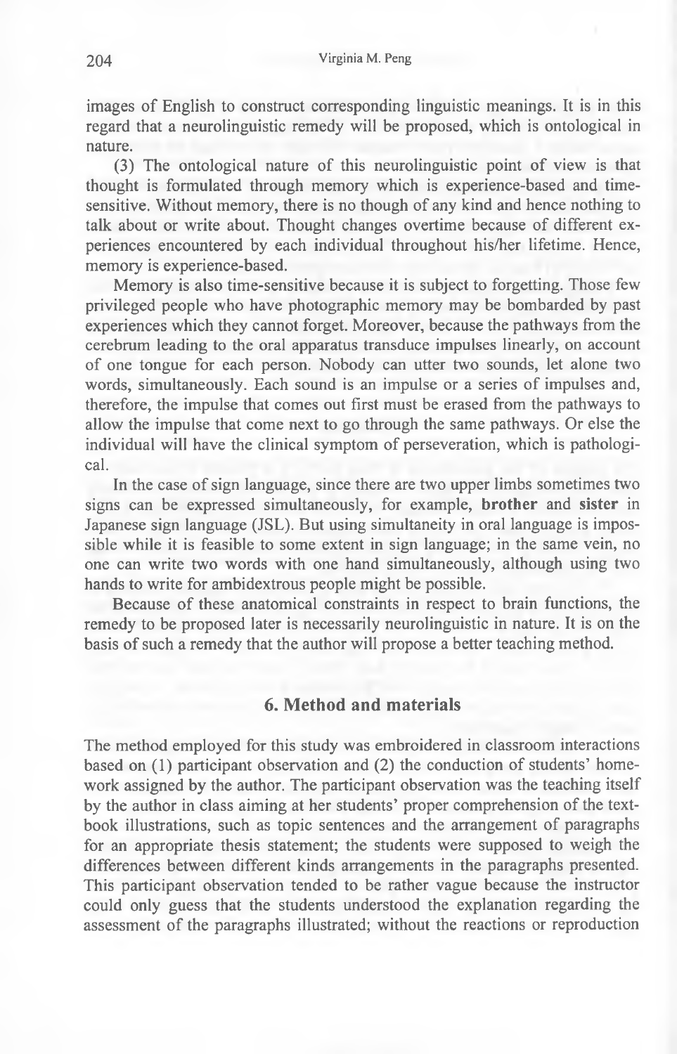images of English to construct corresponding linguistic meanings. It is in this regard that a neurolinguistic remedy will be proposed, which is ontological in nature.

(3) The ontological nature of this neurolinguistic point of view is that thought is formulated through memory which is experience-based and time-sensitive. Without memory, there is no though of any kind and hence nothing to talk about or write about. Thought changes overtime because of different experiences encountered by each individual throughout his/her lifetime. Hence, memory is experience-based.

Memory is also time-sensitive because it is subject to forgetting. Those few privileged people who have photographic memory may be bombarded by past experiences which they cannot forget. Moreover, because the pathways from the cerebrum leading to the oral apparatus transduce impulses linearly, on account of one tongue for each person. Nobody can utter two sounds, let alone two words, simultaneously. Each sound is an impulse or a series of impulses and, therefore, the impulse that comes out first must be erased from the pathways to allow the impulse that come next to go through the same pathways. Or else the individual will have the clinical symptom of perseveration, which is pathological.

In the case of sign language, since there are two upper limbs sometimes two signs can be expressed simultaneously, for example, **brother** and **sister** in Japanese sign language (JSL). But using simultaneity in oral language is impossible while it is feasible to some extent in sign language; in the same vein, no one can write two words with one hand simultaneously, although using two hands to write for ambidextrous people might be possible.

Because of these anatomical constraints in respect to brain functions, the remedy to be proposed later is necessarily neurolinguistic in nature. It is on the basis of such a remedy that the author will propose a better teaching method.

## 6. Method and materials

The method employed for this study was embroidered in classroom interactions based on (1) participant observation and (2) the conduction of students' homework assigned by the author. The participant observation was the teaching itself by the author in class aiming at her students' proper comprehension of the textbook illustrations, such as topic sentences and the arrangement of paragraphs for an appropriate thesis statement; the students were supposed to weigh the differences between different kinds arrangements in the paragraphs presented. This participant observation tended to be rather vague because the instructor could only guess that the students understood the explanation regarding the assessment of the paragraphs illustrated; without the reactions or reproduction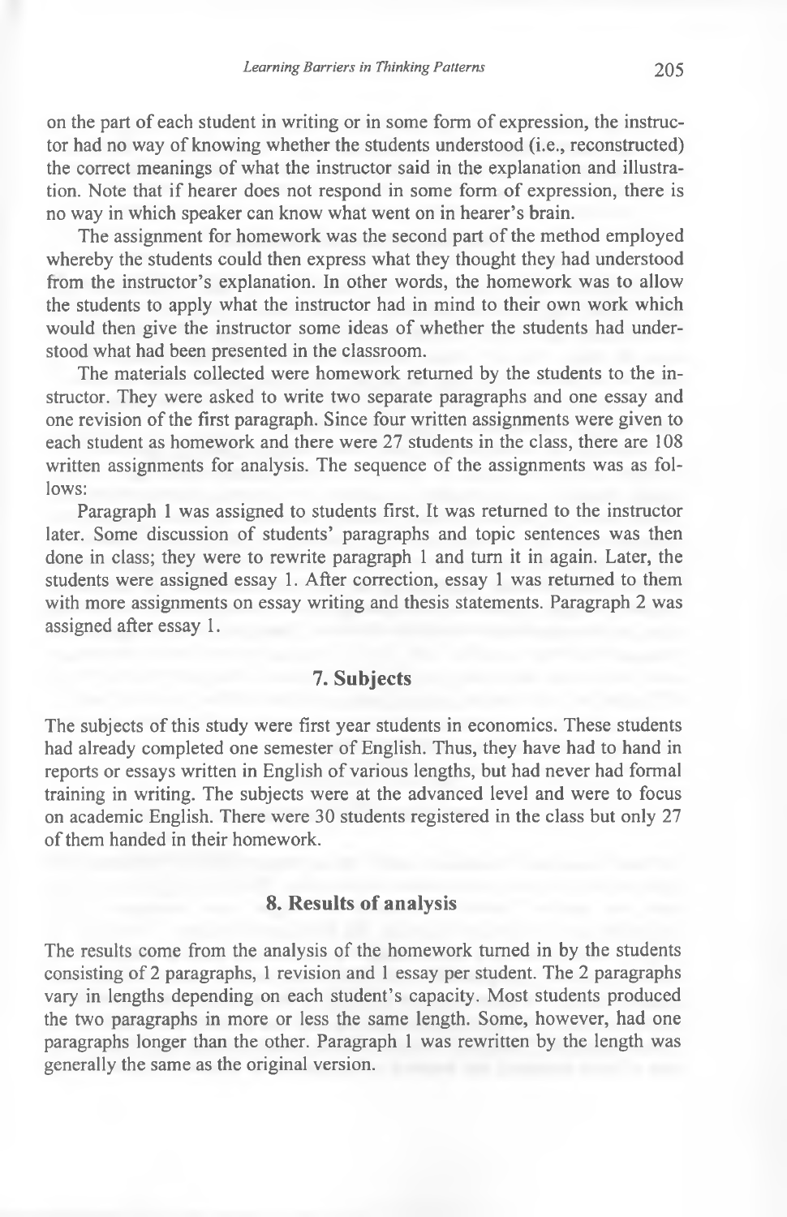on the part of each student in writing or in some form of expression, the instructor had no way of knowing whether the students understood (i.e., reconstructed) the correct meanings of what the instructor said in the explanation and illustration. Note that if hearer does not respond in some form of expression, there is no way in which speaker can know what went on in hearer's brain.

The assignment for homework was the second part of the method employed whereby the students could then express what they thought they had understood from the instructor's explanation. In other words, the homework was to allow the students to apply what the instructor had in mind to their own work which would then give the instructor some ideas of whether the students had understood what had been presented in the classroom.

The materials collected were homework returned by the students to the instructor. They were asked to write two separate paragraphs and one essay and one revision of the first paragraph. Since four written assignments were given to each student as homework and there were 27 students in the class, there are 108 written assignments for analysis. The sequence of the assignments was as follows:

Paragraph 1 was assigned to students first. It was returned to the instructor later. Some discussion of students' paragraphs and topic sentences was then done in class; they were to rewrite paragraph 1 and turn it in again. Later, the students were assigned essay 1. After correction, essay 1 was returned to them with more assignments on essay writing and thesis statements. Paragraph 2 was assigned after essay 1.

## 7. Subjects

The subjects of this study were first year students in economics. These students had already completed one semester of English. Thus, they have had to hand in reports or essays written in English of various lengths, but had never had formal training in writing. The subjects were at the advanced level and were to focus on academic English. There were 30 students registered in the class but only 27 of them handed in their homework.

## 8. Results of analysis

The results come from the analysis of the homework turned in by the students consisting of 2 paragraphs, 1 revision and 1 essay per student. The 2 paragraphs vary in lengths depending on each student's capacity. Most students produced the two paragraphs in more or less the same length. Some, however, had one paragraphs longer than the other. Paragraph 1 was rewritten by the length was generally the same as the original version.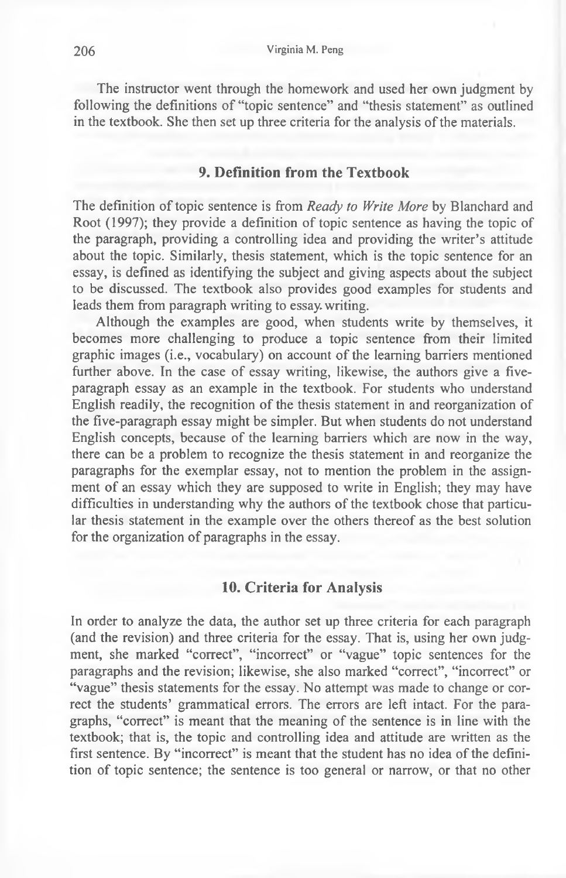The instructor went through the homework and used her own judgment by following the definitions of "topic sentence" and "thesis statement" as outlined in the textbook. She then set up three criteria for the analysis of the materials.

## 9. Definition from the Textbook

The definition of topic sentence is from *Ready to Write More* by Blanchard and Root (1997); they provide a definition of topic sentence as having the topic of the paragraph, providing a controlling idea and providing the writer's attitude about the topic. Similarly, thesis statement, which is the topic sentence for an essay, is defined as identifying the subject and giving aspects about the subject to be discussed. The textbook also provides good examples for students and leads them from paragraph writing to essay writing.

Although the examples are good, when students write by themselves, it becomes more challenging to produce a topic sentence from their limited graphic images (i.e., vocabulary) on account of the learning barriers mentioned further above. In the case of essay writing, likewise, the authors give a five-paragraph essay as an example in the textbook. For students who understand English readily, the recognition of the thesis statement in and reorganization of the five-paragraph essay might be simpler. But when students do not understand English concepts, because of the learning barriers which are now in the way, there can be a problem to recognize the thesis statement in and reorganize the paragraphs for the exemplar essay, not to mention the problem in the assignment of an essay which they are supposed to write in English; they may have difficulties in understanding why the authors of the textbook chose that particular thesis statement in the example over the others thereof as the best solution for the organization of paragraphs in the essay.

## 10. Criteria for Analysis

In order to analyze the data, the author set up three criteria for each paragraph (and the revision) and three criteria for the essay. That is, using her own judgment, she marked "correct", "incorrect" or "vague" topic sentences for the paragraphs and the revision; likewise, she also marked "correct", "incorrect" or "vague" thesis statements for the essay. No attempt was made to change or correct the students' grammatical errors. The errors are left intact. For the paragraphs, "correct" is meant that the meaning of the sentence is in line with the textbook; that is, the topic and controlling idea and attitude are written as the first sentence. By "incorrect" is meant that the student has no idea of the definition of topic sentence; the sentence is too general or narrow, or that no other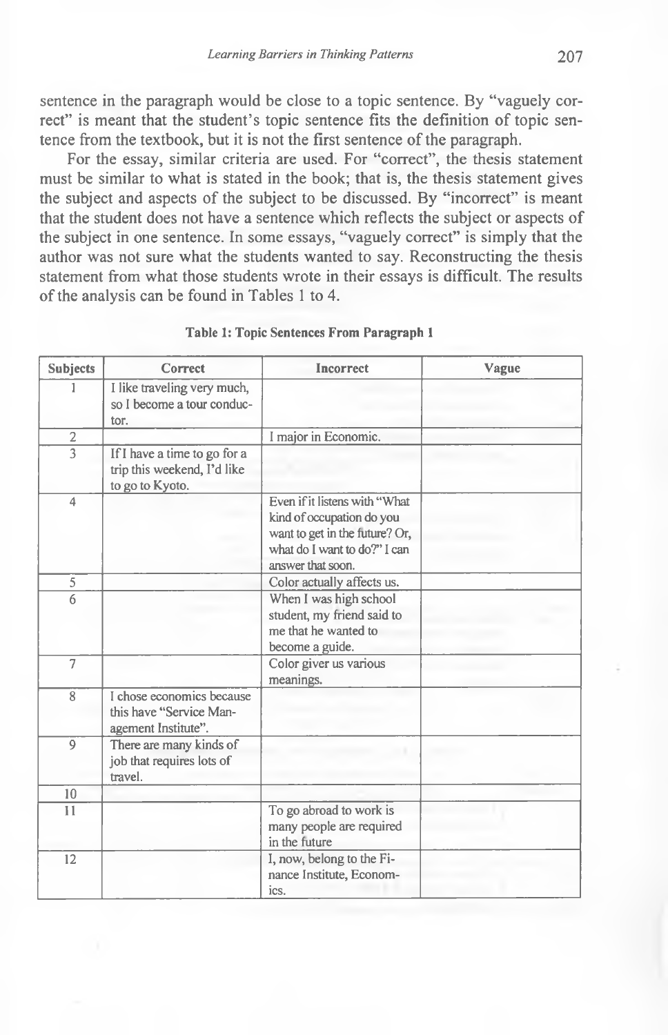sentence in the paragraph would be close to a topic sentence. By "vaguely correct" is meant that the student's topic sentence fits the definition of topic sentence from the textbook, but it is not the first sentence of the paragraph.

For the essay, similar criteria are used. For "correct", the thesis statement must be similar to what is stated in the book; that is, the thesis statement gives the subject and aspects of the subject to be discussed. By "incorrect" is meant that the student does not have a sentence which reflects the subject or aspects of the subject in one sentence. In some essays, "vaguely correct" is simply that the author was not sure what the students wanted to say. Reconstructing the thesis statement from what those students wrote in their essays is difficult. The results of the analysis can be found in Tables 1 to 4.

**Table 1: Topic Sentences From Paragraph 1**

| Subjects | Correct | Incorrect | Vague |
|---|---|---|---|
| 1 | I like traveling very much, so I become a tour conductor. | | |
| 2 | | I major in Economic. | |
| 3 | If I have a time to go for a trip this weekend, I'd like to go to Kyoto. | | |
| 4 | | Even if it listens with "What kind of occupation do you want to get in the future? Or, what do I want to do?" I can answer that soon. | |
| 5 | | Color actually affects us. | |
| 6 | | When I was high school student, my friend said to me that he wanted to become a guide. | |
| 7 | | Color giver us various meanings. | |
| 8 | I chose economics because this have "Service Management Institute". | | |
| 9 | There are many kinds of job that requires lots of travel. | | |
| 10 | | | |
| 11 | | To go abroad to work is many people are required in the future | |
| 12 | | I, now, belong to the Finance Institute, Economics. | |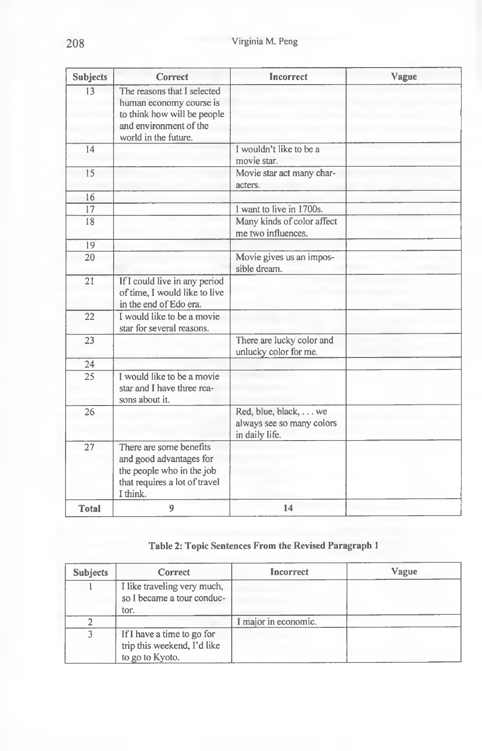| Subjects | Correct | Incorrect | Vague |
|---|---|---|---|
| 13 | The reasons that I selected human economy course is to think how will be people and environment of the world in the future. | | |
| 14 | | I wouldn't like to be a movie star. | |
| 15 | | Movie star act many characters. | |
| 16 | | | |
| 17 | | I want to live in 1700s. | |
| 18 | | Many kinds of color affect me two influences. | |
| 19 | | | |
| 20 | | Movie gives us an impossible dream. | |
| 21 | If I could live in any period of time, I would like to live in the end of Edo era. | | |
| 22 | I would like to be a movie star for several reasons. | | |
| 23 | | There are lucky color and unlucky color for me. | |
| 24 | | | |
| 25 | I would like to be a movie star and I have three reasons about it. | | |
| 26 | | Red, blue, black, . . . we always see so many colors in daily life. | |
| 27 | There are some benefits and good advantages for the people who in the job that requires a lot of travel I think. | | |
| **Total** | 9 | 14 | |

**Table 2: Topic Sentences From the Revised Paragraph 1**

| Subjects | Correct | Incorrect | Vague |
|---|---|---|---|
| 1 | I like traveling very much, so I became a tour conductor. | | |
| 2 | | I major in economic. | |
| 3 | If I have a time to go for trip this weekend, I'd like to go to Kyoto. | | |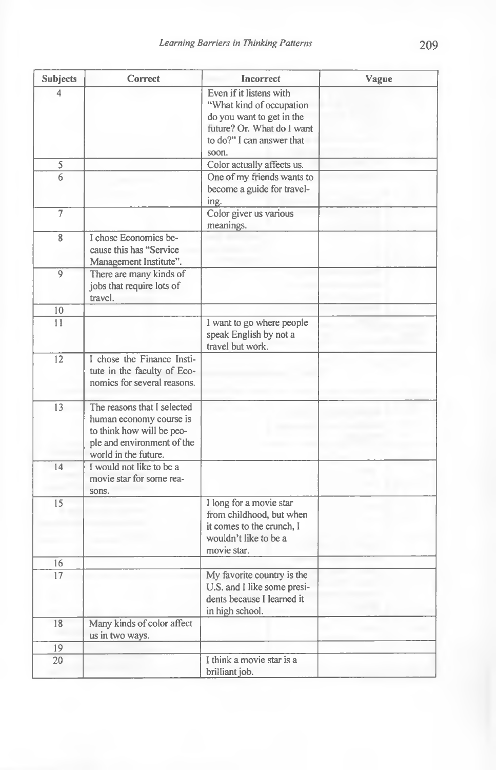| Subjects | Correct | Incorrect | Vague |
|---|---|---|---|
| 4 | | Even if it listens with "What kind of occupation do you want to get in the future? Or. What do I want to do?" I can answer that soon. | |
| 5 | | Color actually affects us. | |
| 6 | | One of my friends wants to become a guide for traveling. | |
| 7 | | Color giver us various meanings. | |
| 8 | I chose Economics because this has "Service Management Institute". | | |
| 9 | There are many kinds of jobs that require lots of travel. | | |
| 10 | | | |
| 11 | | I want to go where people speak English by not a travel but work. | |
| 12 | I chose the Finance Institute in the faculty of Economics for several reasons. | | |
| 13 | The reasons that I selected human economy course is to think how will be people and environment of the world in the future. | | |
| 14 | I would not like to be a movie star for some reasons. | | |
| 15 | | I long for a movie star from childhood, but when it comes to the crunch, I wouldn't like to be a movie star. | |
| 16 | | | |
| 17 | | My favorite country is the U.S. and I like some presidents because I learned it in high school. | |
| 18 | Many kinds of color affect us in two ways. | | |
| 19 | | | |
| 20 | | I think a movie star is a brilliant job. | |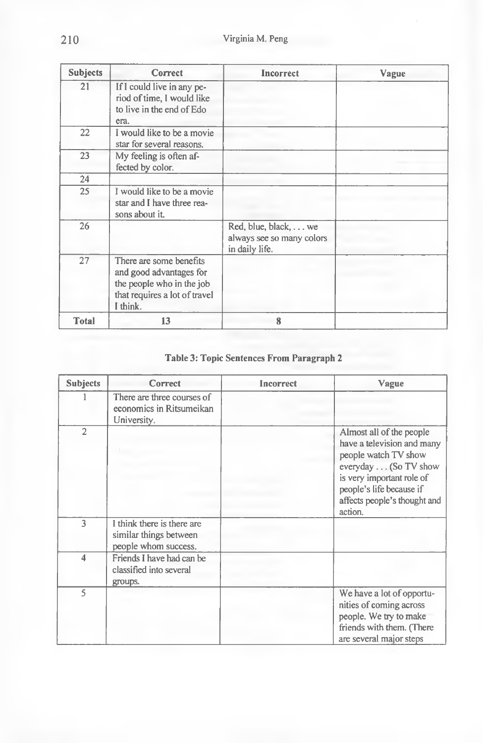| Subjects | Correct | Incorrect | Vague |
|---|---|---|---|
| 21 | If I could live in any period of time, I would like to live in the end of Edo era. | | |
| 22 | I would like to be a movie star for several reasons. | | |
| 23 | My feeling is often affected by color. | | |
| 24 | | | |
| 25 | I would like to be a movie star and I have three reasons about it. | | |
| 26 | | Red, blue, black, . . . we always see so many colors in daily life. | |
| 27 | There are some benefits and good advantages for the people who in the job that requires a lot of travel I think. | | |
| **Total** | 13 | 8 | |

**Table 3: Topic Sentences From Paragraph 2**

| Subjects | Correct | Incorrect | Vague |
|---|---|---|---|
| 1 | There are three courses of economics in Ritsumeikan University. | | |
| 2 | | | Almost all of the people have a television and many people watch TV show everyday . . . (So TV show is very important role of people's life because if affects people's thought and action. |
| 3 | I think there is there are similar things between people whom success. | | |
| 4 | Friends I have had can be classified into several groups. | | |
| 5 | | | We have a lot of opportunities of coming across people. We try to make friends with them. (There are several major steps |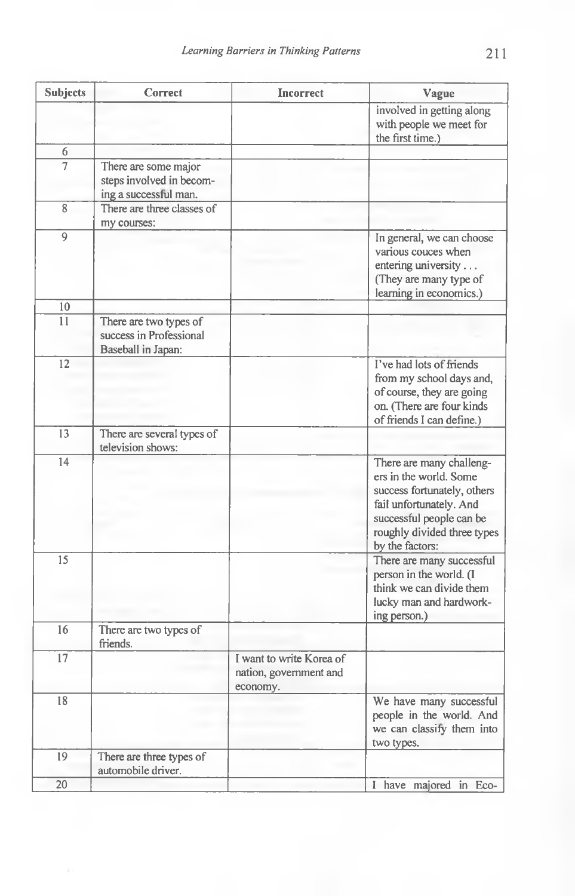| Subjects | Correct | Incorrect | Vague |
|---|---|---|---|
| | | | involved in getting along with people we meet for the first time.) |
| 6 | | | |
| 7 | There are some major steps involved in becoming a successful man. | | |
| 8 | There are three classes of my courses: | | |
| 9 | | | In general, we can choose various couces when entering university . . . (They are many type of learning in economics.) |
| 10 | | | |
| 11 | There are two types of success in Professional Baseball in Japan: | | |
| 12 | | | I've had lots of friends from my school days and, of course, they are going on. (There are four kinds of friends I can define.) |
| 13 | There are several types of television shows: | | |
| 14 | | | There are many challengers in the world. Some success fortunately, others fail unfortunately. And successful people can be roughly divided three types by the factors: |
| 15 | | | There are many successful person in the world. (I think we can divide them lucky man and hardworking person.) |
| 16 | There are two types of friends. | | |
| 17 | | I want to write Korea of nation, government and economy. | |
| 18 | | | We have many successful people in the world. And we can classify them into two types. |
| 19 | There are three types of automobile driver. | | |
| 20 | | | I have majored in Eco- |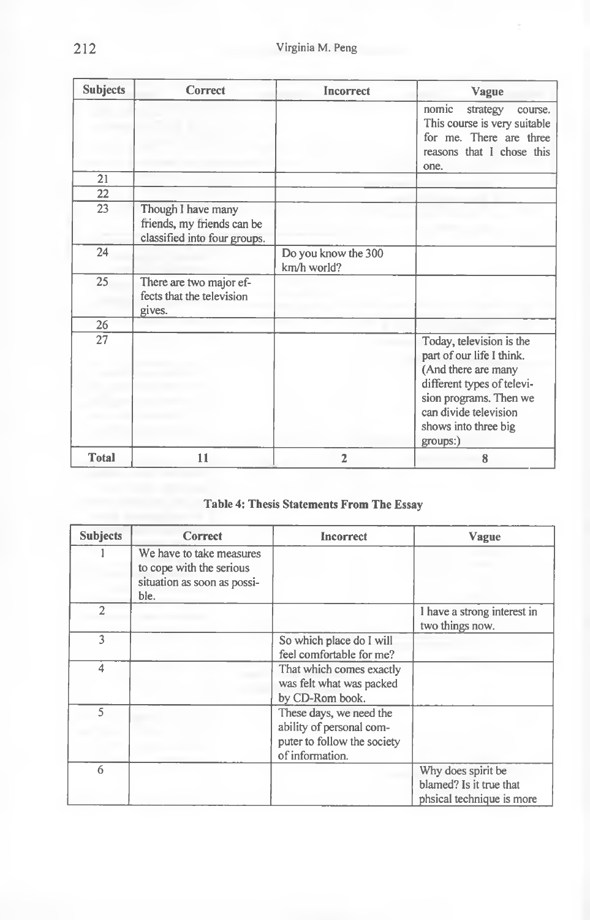| Subjects | Correct | Incorrect | Vague |
|---|---|---|---|
| | | | nomic strategy course. This course is very suitable for me. There are three reasons that I chose this one. |
| 21 | | | |
| 22 | | | |
| 23 | Though I have many friends, my friends can be classified into four groups. | | |
| 24 | | Do you know the 300 km/h world? | |
| 25 | There are two major effects that the television gives. | | |
| 26 | | | |
| 27 | | | Today, television is the part of our life I think. (And there are many different types of television programs. Then we can divide television shows into three big groups:) |
| **Total** | **11** | **2** | **8** |

**Table 4: Thesis Statements From The Essay**

| Subjects | Correct | Incorrect | Vague |
|---|---|---|---|
| 1 | We have to take measures to cope with the serious situation as soon as possible. | | |
| 2 | | | I have a strong interest in two things now. |
| 3 | | So which place do I will feel comfortable for me? | |
| 4 | | That which comes exactly was felt what was packed by CD-Rom book. | |
| 5 | | These days, we need the ability of personal computer to follow the society of information. | |
| 6 | | | Why does spirit be blamed? Is it true that phsical technique is more |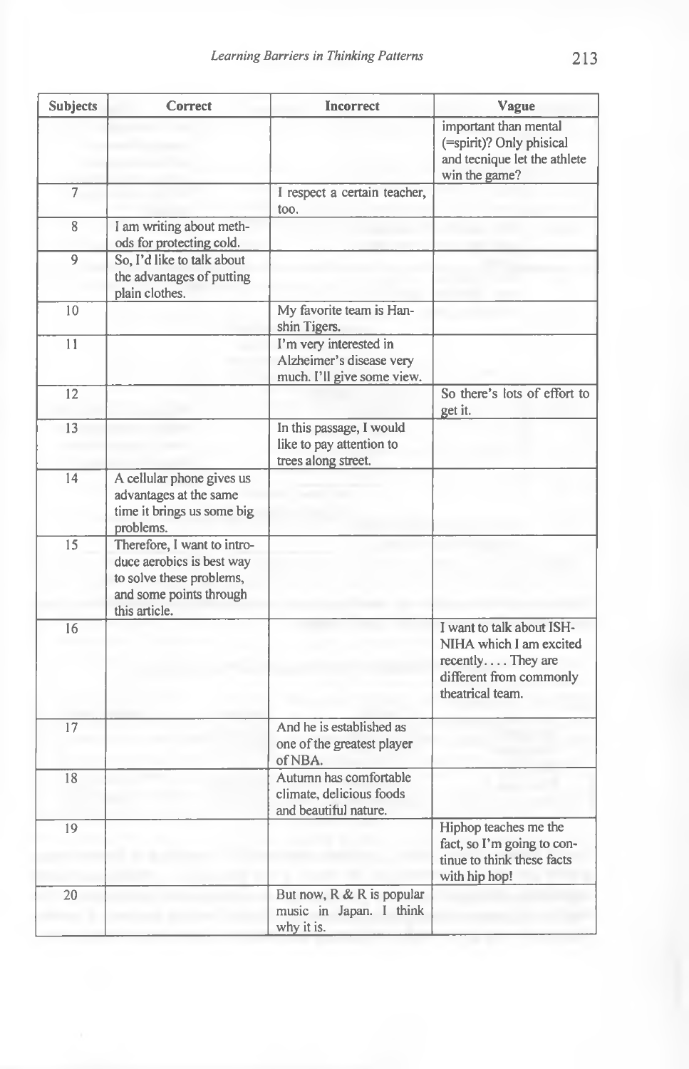| Subjects | Correct | Incorrect | Vague |
|---|---|---|---|
| | | | important than mental (=spirit)? Only phisical and tecnique let the athlete win the game? |
| 7 | | I respect a certain teacher, too. | |
| 8 | I am writing about methods for protecting cold. | | |
| 9 | So, I'd like to talk about the advantages of putting plain clothes. | | |
| 10 | | My favorite team is Hanshin Tigers. | |
| 11 | | I'm very interested in Alzheimer's disease very much. I'll give some view. | |
| 12 | | | So there's lots of effort to get it. |
| 13 | | In this passage, I would like to pay attention to trees along street. | |
| 14 | A cellular phone gives us advantages at the same time it brings us some big problems. | | |
| 15 | Therefore, I want to introduce aerobics is best way to solve these problems, and some points through this article. | | |
| 16 | | | I want to talk about ISHNIHA which I am excited recently. . . . They are different from commonly theatrical team. |
| 17 | | And he is established as one of the greatest player of NBA. | |
| 18 | | Autumn has comfortable climate, delicious foods and beautiful nature. | |
| 19 | | | Hiphop teaches me the fact, so I'm going to continue to think these facts with hip hop! |
| 20 | | But now, R & R is popular music in Japan. I think why it is. | |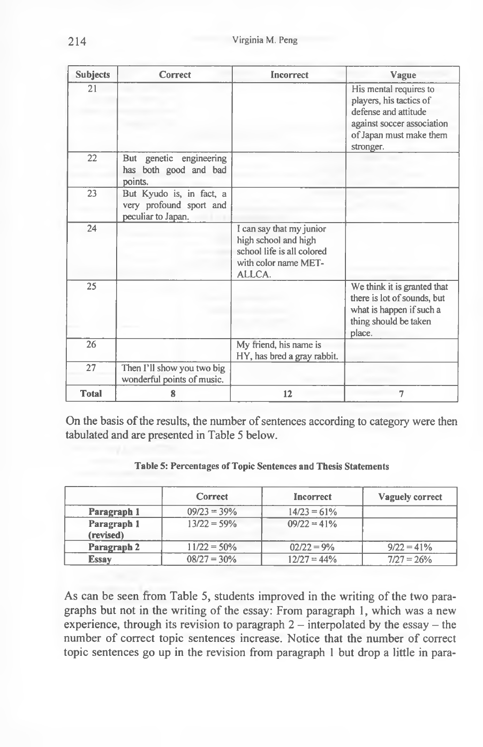| Subjects | Correct | Incorrect | Vague |
|---|---|---|---|
| 21 | | | His mental requires to players, his tactics of defense and attitude against soccer association of Japan must make them stronger. |
| 22 | But genetic engineering has both good and bad points. | | |
| 23 | But Kyudo is, in fact, a very profound sport and peculiar to Japan. | | |
| 24 | | I can say that my junior high school and high school life is all colored with color name MET-ALLCA. | |
| 25 | | | We think it is granted that there is lot of sounds, but what is happen if such a thing should be taken place. |
| 26 | | My friend, his name is HY, has bred a gray rabbit. | |
| 27 | Then I'll show you two big wonderful points of music. | | |
| **Total** | 8 | 12 | 7 |

On the basis of the results, the number of sentences according to category were then tabulated and are presented in Table 5 below.

**Table 5: Percentages of Topic Sentences and Thesis Statements**

| | Correct | Incorrect | Vaguely correct |
|---|---|---|---|
| **Paragraph 1** | 09/23 = 39% | 14/23 = 61% | |
| **Paragraph 1 (revised)** | 13/22 = 59% | 09/22 = 41% | |
| **Paragraph 2** | 11/22 = 50% | 02/22 = 9% | 9/22 = 41% |
| **Essay** | 08/27 = 30% | 12/27 = 44% | 7/27 = 26% |

As can be seen from Table 5, students improved in the writing of the two paragraphs but not in the writing of the essay: From paragraph 1, which was a new experience, through its revision to paragraph 2 – interpolated by the essay – the number of correct topic sentences increase. Notice that the number of correct topic sentences go up in the revision from paragraph 1 but drop a little in para-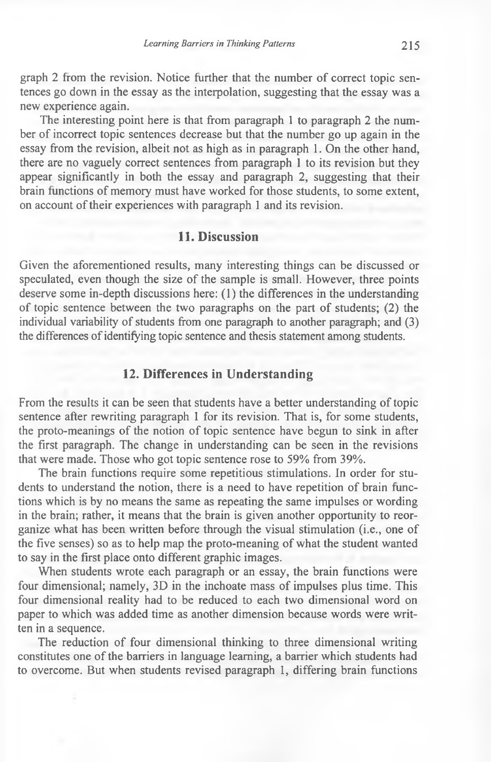graph 2 from the revision. Notice further that the number of correct topic sentences go down in the essay as the interpolation, suggesting that the essay was a new experience again.

The interesting point here is that from paragraph 1 to paragraph 2 the number of incorrect topic sentences decrease but that the number go up again in the essay from the revision, albeit not as high as in paragraph 1. On the other hand, there are no vaguely correct sentences from paragraph 1 to its revision but they appear significantly in both the essay and paragraph 2, suggesting that their brain functions of memory must have worked for those students, to some extent, on account of their experiences with paragraph 1 and its revision.

## 11. Discussion

Given the aforementioned results, many interesting things can be discussed or speculated, even though the size of the sample is small. However, three points deserve some in-depth discussions here: (1) the differences in the understanding of topic sentence between the two paragraphs on the part of students; (2) the individual variability of students from one paragraph to another paragraph; and (3) the differences of identifying topic sentence and thesis statement among students.

## 12. Differences in Understanding

From the results it can be seen that students have a better understanding of topic sentence after rewriting paragraph 1 for its revision. That is, for some students, the proto-meanings of the notion of topic sentence have begun to sink in after the first paragraph. The change in understanding can be seen in the revisions that were made. Those who got topic sentence rose to 59% from 39%.

The brain functions require some repetitious stimulations. In order for students to understand the notion, there is a need to have repetition of brain functions which is by no means the same as repeating the same impulses or wording in the brain; rather, it means that the brain is given another opportunity to reorganize what has been written before through the visual stimulation (i.e., one of the five senses) so as to help map the proto-meaning of what the student wanted to say in the first place onto different graphic images.

When students wrote each paragraph or an essay, the brain functions were four dimensional; namely, 3D in the inchoate mass of impulses plus time. This four dimensional reality had to be reduced to each two dimensional word on paper to which was added time as another dimension because words were written in a sequence.

The reduction of four dimensional thinking to three dimensional writing constitutes one of the barriers in language learning, a barrier which students had to overcome. But when students revised paragraph 1, differing brain functions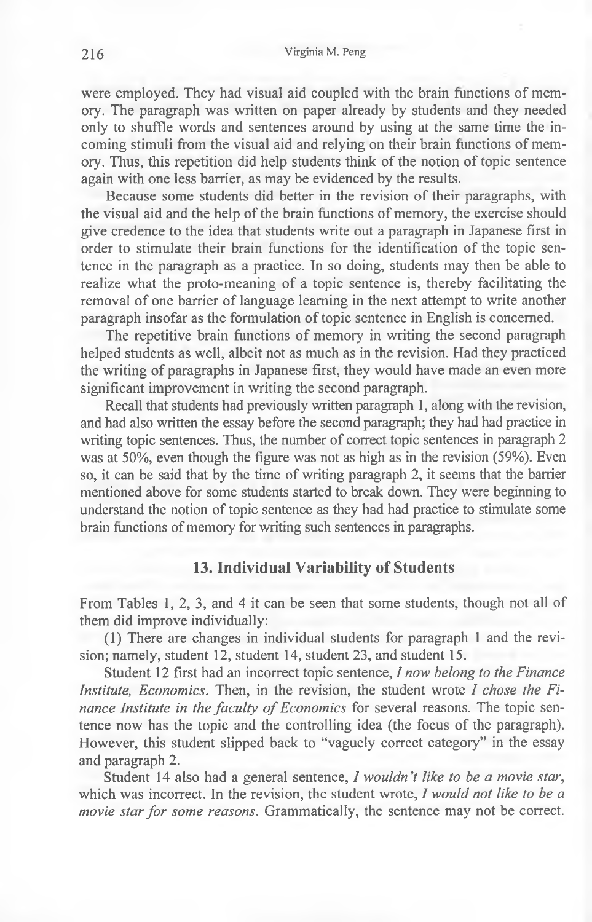were employed. They had visual aid coupled with the brain functions of memory. The paragraph was written on paper already by students and they needed only to shuffle words and sentences around by using at the same time the incoming stimuli from the visual aid and relying on their brain functions of memory. Thus, this repetition did help students think of the notion of topic sentence again with one less barrier, as may be evidenced by the results.

Because some students did better in the revision of their paragraphs, with the visual aid and the help of the brain functions of memory, the exercise should give credence to the idea that students write out a paragraph in Japanese first in order to stimulate their brain functions for the identification of the topic sentence in the paragraph as a practice. In so doing, students may then be able to realize what the proto-meaning of a topic sentence is, thereby facilitating the removal of one barrier of language learning in the next attempt to write another paragraph insofar as the formulation of topic sentence in English is concerned.

The repetitive brain functions of memory in writing the second paragraph helped students as well, albeit not as much as in the revision. Had they practiced the writing of paragraphs in Japanese first, they would have made an even more significant improvement in writing the second paragraph.

Recall that students had previously written paragraph 1, along with the revision, and had also written the essay before the second paragraph; they had had practice in writing topic sentences. Thus, the number of correct topic sentences in paragraph 2 was at 50%, even though the figure was not as high as in the revision (59%). Even so, it can be said that by the time of writing paragraph 2, it seems that the barrier mentioned above for some students started to break down. They were beginning to understand the notion of topic sentence as they had had practice to stimulate some brain functions of memory for writing such sentences in paragraphs.

## 13. Individual Variability of Students

From Tables 1, 2, 3, and 4 it can be seen that some students, though not all of them did improve individually:

(1) There are changes in individual students for paragraph 1 and the revision; namely, student 12, student 14, student 23, and student 15.

Student 12 first had an incorrect topic sentence, *I now belong to the Finance Institute, Economics*. Then, in the revision, the student wrote *I chose the Finance Institute in the faculty of Economics* for several reasons. The topic sentence now has the topic and the controlling idea (the focus of the paragraph). However, this student slipped back to "vaguely correct category" in the essay and paragraph 2.

Student 14 also had a general sentence, *I wouldn't like to be a movie star*, which was incorrect. In the revision, the student wrote, *I would not like to be a movie star for some reasons*. Grammatically, the sentence may not be correct.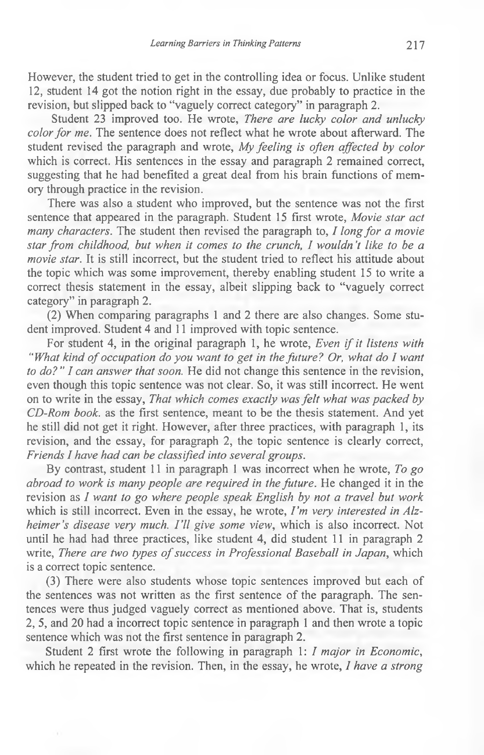However, the student tried to get in the controlling idea or focus. Unlike student 12, student 14 got the notion right in the essay, due probably to practice in the revision, but slipped back to "vaguely correct category" in paragraph 2.

Student 23 improved too. He wrote, *There are lucky color and unlucky color for me.* The sentence does not reflect what he wrote about afterward. The student revised the paragraph and wrote, *My feeling is often affected by color* which is correct. His sentences in the essay and paragraph 2 remained correct, suggesting that he had benefited a great deal from his brain functions of memory through practice in the revision.

There was also a student who improved, but the sentence was not the first sentence that appeared in the paragraph. Student 15 first wrote, *Movie star act many characters.* The student then revised the paragraph to, *I long for a movie star from childhood, but when it comes to the crunch, I wouldn't like to be a movie star.* It is still incorrect, but the student tried to reflect his attitude about the topic which was some improvement, thereby enabling student 15 to write a correct thesis statement in the essay, albeit slipping back to "vaguely correct category" in paragraph 2.

(2) When comparing paragraphs 1 and 2 there are also changes. Some student improved. Student 4 and 11 improved with topic sentence.

For student 4, in the original paragraph 1, he wrote, *Even if it listens with "What kind of occupation do you want to get in the future? Or, what do I want to do?" I can answer that soon.* He did not change this sentence in the revision, even though this topic sentence was not clear. So, it was still incorrect. He went on to write in the essay, *That which comes exactly was felt what was packed by CD-Rom book.* as the first sentence, meant to be the thesis statement. And yet he still did not get it right. However, after three practices, with paragraph 1, its revision, and the essay, for paragraph 2, the topic sentence is clearly correct, *Friends I have had can be classified into several groups.*

By contrast, student 11 in paragraph 1 was incorrect when he wrote, *To go abroad to work is many people are required in the future.* He changed it in the revision as *I want to go where people speak English by not a travel but work* which is still incorrect. Even in the essay, he wrote, *I'm very interested in Alzheimer's disease very much. I'll give some view*, which is also incorrect. Not until he had had three practices, like student 4, did student 11 in paragraph 2 write, *There are two types of success in Professional Baseball in Japan*, which is a correct topic sentence.

(3) There were also students whose topic sentences improved but each of the sentences was not written as the first sentence of the paragraph. The sentences were thus judged vaguely correct as mentioned above. That is, students 2, 5, and 20 had a incorrect topic sentence in paragraph 1 and then wrote a topic sentence which was not the first sentence in paragraph 2.

Student 2 first wrote the following in paragraph 1: *I major in Economic*, which he repeated in the revision. Then, in the essay, he wrote, *I have a strong*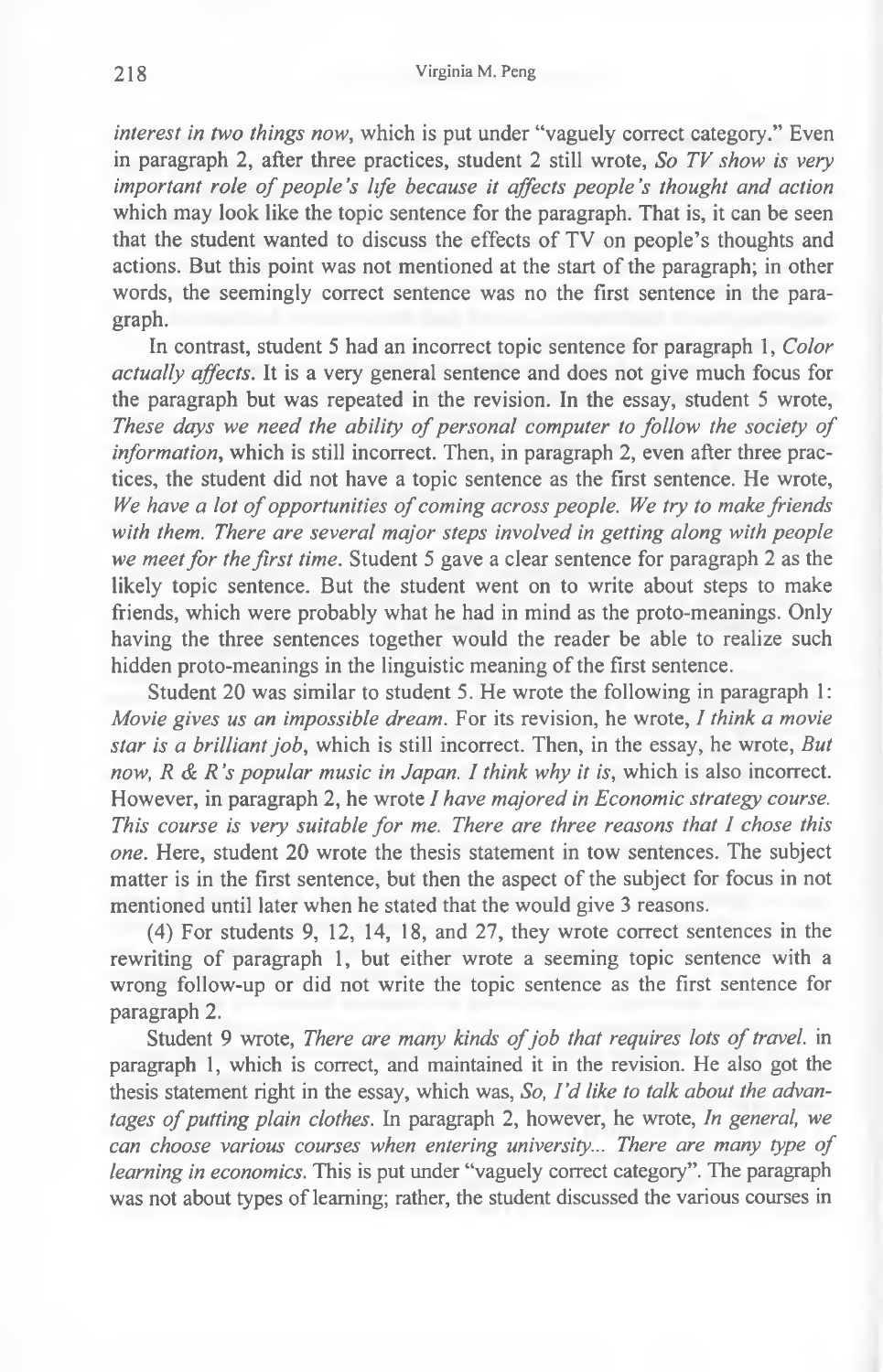*interest in two things now*, which is put under "vaguely correct category." Even in paragraph 2, after three practices, student 2 still wrote, *So TV show is very important role of people's life because it affects people's thought and action* which may look like the topic sentence for the paragraph. That is, it can be seen that the student wanted to discuss the effects of TV on people's thoughts and actions. But this point was not mentioned at the start of the paragraph; in other words, the seemingly correct sentence was no the first sentence in the paragraph.

In contrast, student 5 had an incorrect topic sentence for paragraph 1, *Color actually affects*. It is a very general sentence and does not give much focus for the paragraph but was repeated in the revision. In the essay, student 5 wrote, *These days we need the ability of personal computer to follow the society of information*, which is still incorrect. Then, in paragraph 2, even after three practices, the student did not have a topic sentence as the first sentence. He wrote, *We have a lot of opportunities of coming across people. We try to make friends with them. There are several major steps involved in getting along with people we meet for the first time*. Student 5 gave a clear sentence for paragraph 2 as the likely topic sentence. But the student went on to write about steps to make friends, which were probably what he had in mind as the proto-meanings. Only having the three sentences together would the reader be able to realize such hidden proto-meanings in the linguistic meaning of the first sentence.

Student 20 was similar to student 5. He wrote the following in paragraph 1: *Movie gives us an impossible dream*. For its revision, he wrote, *I think a movie star is a brilliant job*, which is still incorrect. Then, in the essay, he wrote, *But now, R & R's popular music in Japan. I think why it is*, which is also incorrect. However, in paragraph 2, he wrote *I have majored in Economic strategy course. This course is very suitable for me. There are three reasons that I chose this one*. Here, student 20 wrote the thesis statement in tow sentences. The subject matter is in the first sentence, but then the aspect of the subject for focus in not mentioned until later when he stated that the would give 3 reasons.

(4) For students 9, 12, 14, 18, and 27, they wrote correct sentences in the rewriting of paragraph 1, but either wrote a seeming topic sentence with a wrong follow-up or did not write the topic sentence as the first sentence for paragraph 2.

Student 9 wrote, *There are many kinds of job that requires lots of travel.* in paragraph 1, which is correct, and maintained it in the revision. He also got the thesis statement right in the essay, which was, *So, I'd like to talk about the advantages of putting plain clothes*. In paragraph 2, however, he wrote, *In general, we can choose various courses when entering university... There are many type of learning in economics*. This is put under "vaguely correct category". The paragraph was not about types of learning; rather, the student discussed the various courses in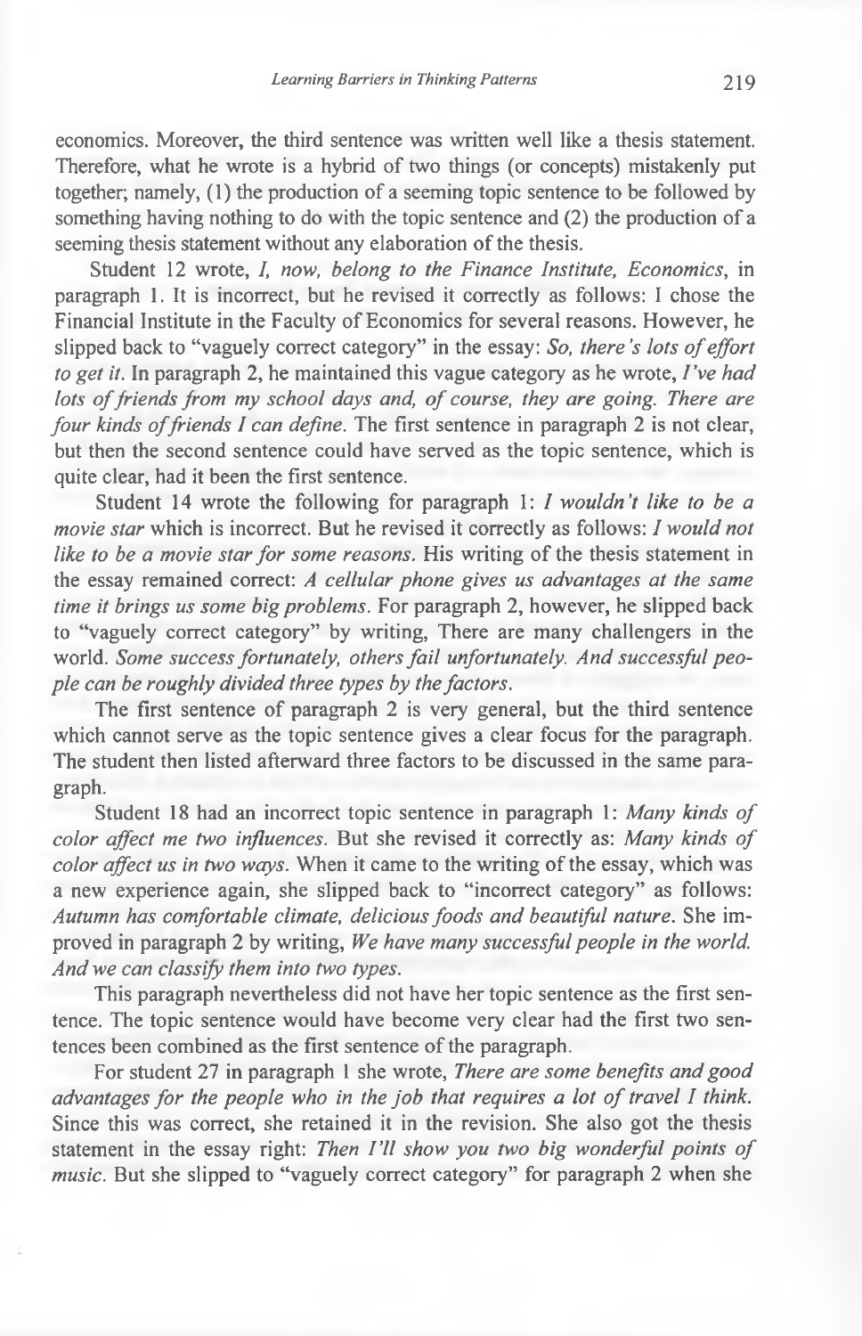economics. Moreover, the third sentence was written well like a thesis statement. Therefore, what he wrote is a hybrid of two things (or concepts) mistakenly put together; namely, (1) the production of a seeming topic sentence to be followed by something having nothing to do with the topic sentence and (2) the production of a seeming thesis statement without any elaboration of the thesis.

Student 12 wrote, *I, now, belong to the Finance Institute, Economics*, in paragraph 1. It is incorrect, but he revised it correctly as follows: I chose the Financial Institute in the Faculty of Economics for several reasons. However, he slipped back to "vaguely correct category" in the essay: *So, there's lots of effort to get it*. In paragraph 2, he maintained this vague category as he wrote, *I've had lots of friends from my school days and, of course, they are going. There are four kinds of friends I can define*. The first sentence in paragraph 2 is not clear, but then the second sentence could have served as the topic sentence, which is quite clear, had it been the first sentence.

Student 14 wrote the following for paragraph 1: *I wouldn't like to be a movie star* which is incorrect. But he revised it correctly as follows: *I would not like to be a movie star for some reasons*. His writing of the thesis statement in the essay remained correct: *A cellular phone gives us advantages at the same time it brings us some big problems*. For paragraph 2, however, he slipped back to "vaguely correct category" by writing, There are many challengers in the world. *Some success fortunately, others fail unfortunately. And successful people can be roughly divided three types by the factors*.

The first sentence of paragraph 2 is very general, but the third sentence which cannot serve as the topic sentence gives a clear focus for the paragraph. The student then listed afterward three factors to be discussed in the same paragraph.

Student 18 had an incorrect topic sentence in paragraph 1: *Many kinds of color affect me two influences*. But she revised it correctly as: *Many kinds of color affect us in two ways*. When it came to the writing of the essay, which was a new experience again, she slipped back to "incorrect category" as follows: *Autumn has comfortable climate, delicious foods and beautiful nature*. She improved in paragraph 2 by writing, *We have many successful people in the world. And we can classify them into two types*.

This paragraph nevertheless did not have her topic sentence as the first sentence. The topic sentence would have become very clear had the first two sentences been combined as the first sentence of the paragraph.

For student 27 in paragraph 1 she wrote, *There are some benefits and good advantages for the people who in the job that requires a lot of travel I think*. Since this was correct, she retained it in the revision. She also got the thesis statement in the essay right: *Then I'll show you two big wonderful points of music*. But she slipped to "vaguely correct category" for paragraph 2 when she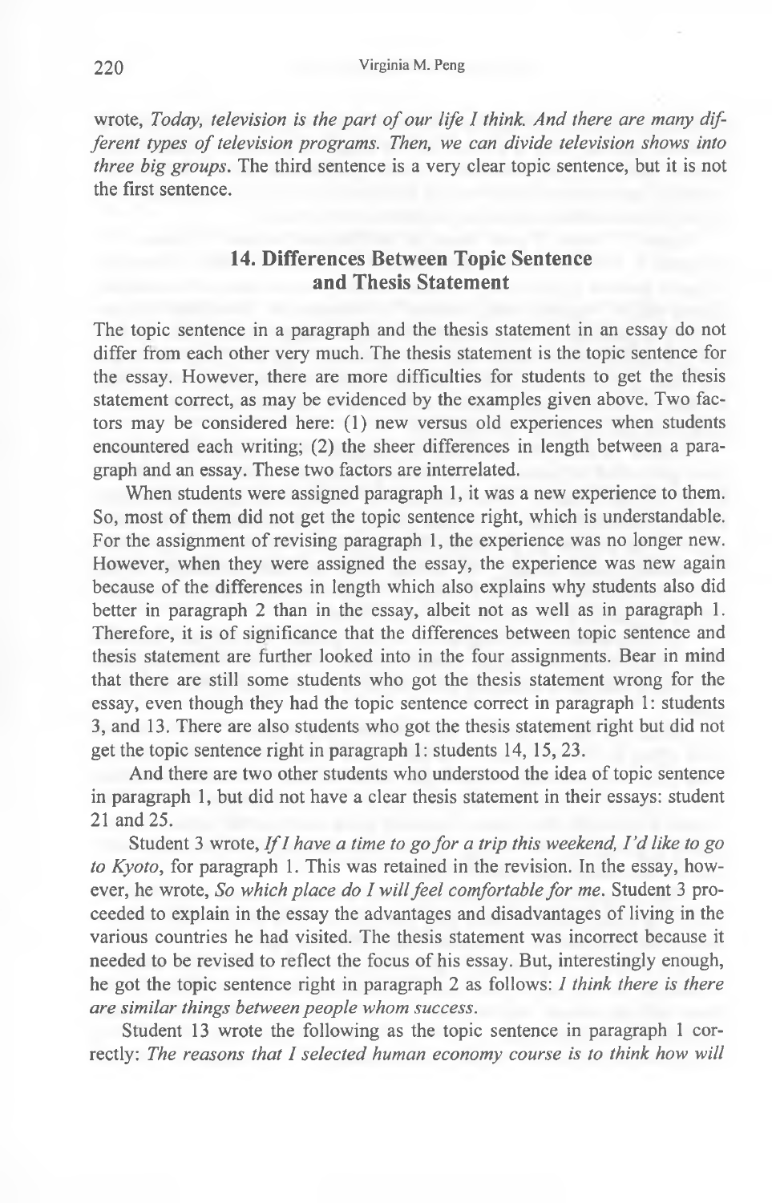wrote, *Today, television is the part of our life I think. And there are many different types of television programs. Then, we can divide television shows into three big groups*. The third sentence is a very clear topic sentence, but it is not the first sentence.

## 14. Differences Between Topic Sentence and Thesis Statement

The topic sentence in a paragraph and the thesis statement in an essay do not differ from each other very much. The thesis statement is the topic sentence for the essay. However, there are more difficulties for students to get the thesis statement correct, as may be evidenced by the examples given above. Two factors may be considered here: (1) new versus old experiences when students encountered each writing; (2) the sheer differences in length between a paragraph and an essay. These two factors are interrelated.

When students were assigned paragraph 1, it was a new experience to them. So, most of them did not get the topic sentence right, which is understandable. For the assignment of revising paragraph 1, the experience was no longer new. However, when they were assigned the essay, the experience was new again because of the differences in length which also explains why students also did better in paragraph 2 than in the essay, albeit not as well as in paragraph 1. Therefore, it is of significance that the differences between topic sentence and thesis statement are further looked into in the four assignments. Bear in mind that there are still some students who got the thesis statement wrong for the essay, even though they had the topic sentence correct in paragraph 1: students 3, and 13. There are also students who got the thesis statement right but did not get the topic sentence right in paragraph 1: students 14, 15, 23.

And there are two other students who understood the idea of topic sentence in paragraph 1, but did not have a clear thesis statement in their essays: student 21 and 25.

Student 3 wrote, *If I have a time to go for a trip this weekend, I'd like to go to Kyoto*, for paragraph 1. This was retained in the revision. In the essay, however, he wrote, *So which place do I will feel comfortable for me*. Student 3 proceeded to explain in the essay the advantages and disadvantages of living in the various countries he had visited. The thesis statement was incorrect because it needed to be revised to reflect the focus of his essay. But, interestingly enough, he got the topic sentence right in paragraph 2 as follows: *I think there is there are similar things between people whom success*.

Student 13 wrote the following as the topic sentence in paragraph 1 correctly: *The reasons that I selected human economy course is to think how will*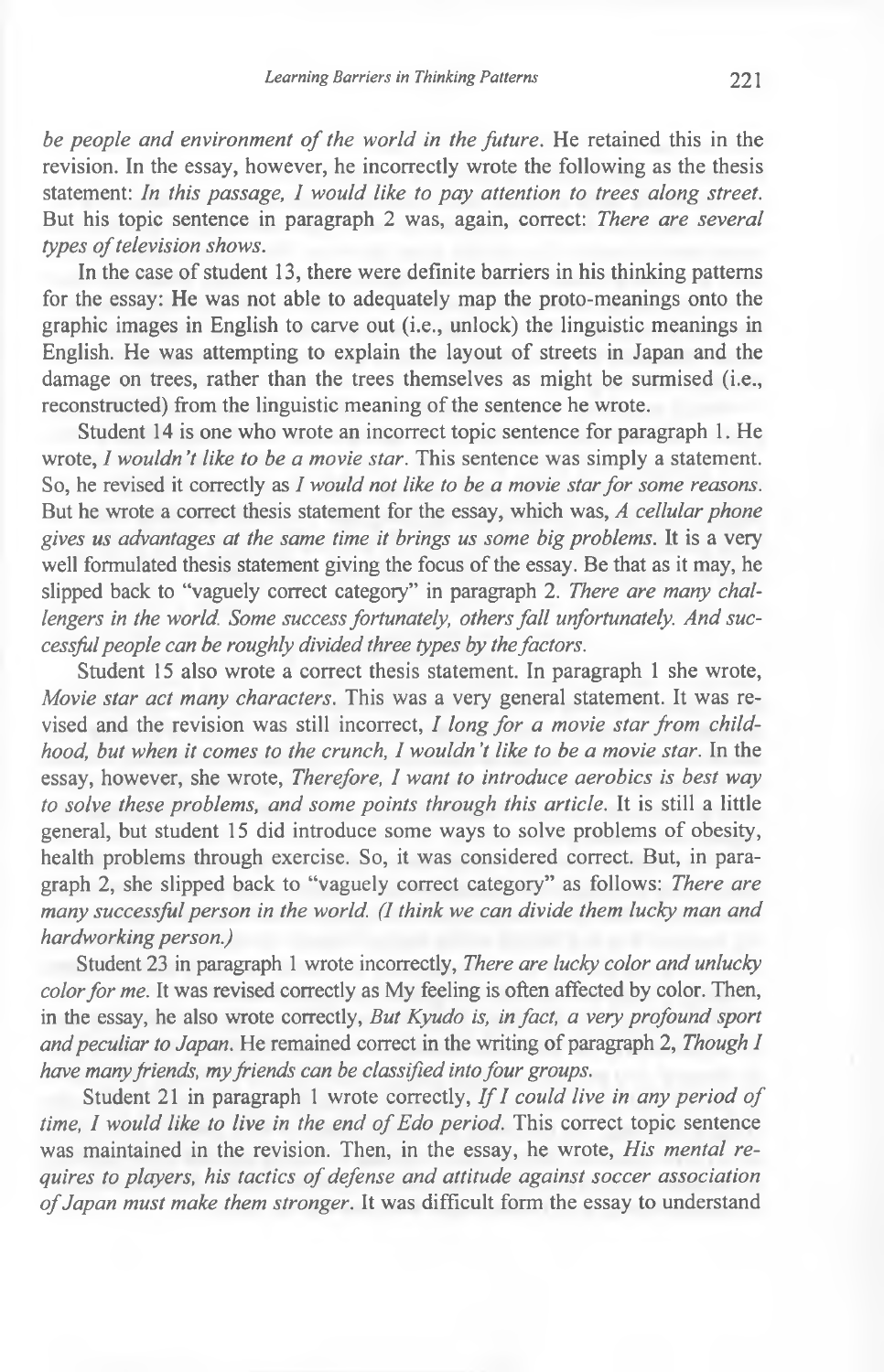*be people and environment of the world in the future*. He retained this in the revision. In the essay, however, he incorrectly wrote the following as the thesis statement: *In this passage, I would like to pay attention to trees along street.* But his topic sentence in paragraph 2 was, again, correct: *There are several types of television shows.*

In the case of student 13, there were definite barriers in his thinking patterns for the essay: He was not able to adequately map the proto-meanings onto the graphic images in English to carve out (i.e., unlock) the linguistic meanings in English. He was attempting to explain the layout of streets in Japan and the damage on trees, rather than the trees themselves as might be surmised (i.e., reconstructed) from the linguistic meaning of the sentence he wrote.

Student 14 is one who wrote an incorrect topic sentence for paragraph 1. He wrote, *I wouldn't like to be a movie star*. This sentence was simply a statement. So, he revised it correctly as *I would not like to be a movie star for some reasons*. But he wrote a correct thesis statement for the essay, which was, *A cellular phone gives us advantages at the same time it brings us some big problems*. It is a very well formulated thesis statement giving the focus of the essay. Be that as it may, he slipped back to "vaguely correct category" in paragraph 2. *There are many challengers in the world. Some success fortunately, others fall unfortunately. And successful people can be roughly divided three types by the factors.*

Student 15 also wrote a correct thesis statement. In paragraph 1 she wrote, *Movie star act many characters*. This was a very general statement. It was revised and the revision was still incorrect, *I long for a movie star from childhood, but when it comes to the crunch, I wouldn't like to be a movie star*. In the essay, however, she wrote, *Therefore, I want to introduce aerobics is best way to solve these problems, and some points through this article*. It is still a little general, but student 15 did introduce some ways to solve problems of obesity, health problems through exercise. So, it was considered correct. But, in paragraph 2, she slipped back to "vaguely correct category" as follows: *There are many successful person in the world. (I think we can divide them lucky man and hardworking person.)*

Student 23 in paragraph 1 wrote incorrectly, *There are lucky color and unlucky color for me*. It was revised correctly as My feeling is often affected by color. Then, in the essay, he also wrote correctly, *But Kyudo is, in fact, a very profound sport and peculiar to Japan*. He remained correct in the writing of paragraph 2, *Though I have many friends, my friends can be classified into four groups*.

Student 21 in paragraph 1 wrote correctly, *If I could live in any period of time, I would like to live in the end of Edo period*. This correct topic sentence was maintained in the revision. Then, in the essay, he wrote, *His mental requires to players, his tactics of defense and attitude against soccer association of Japan must make them stronger*. It was difficult form the essay to understand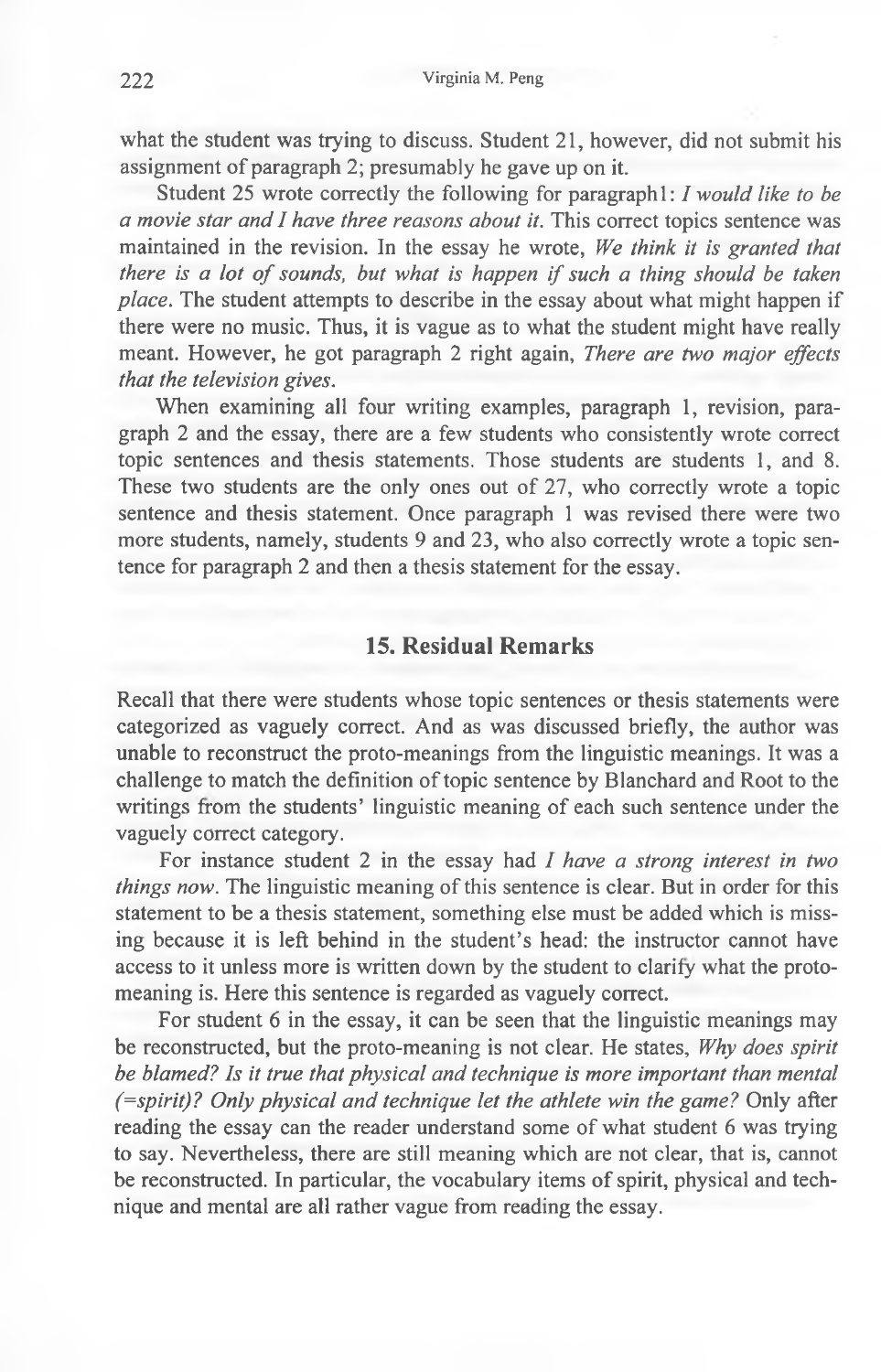what the student was trying to discuss. Student 21, however, did not submit his assignment of paragraph 2; presumably he gave up on it.

Student 25 wrote correctly the following for paragraph1: *I would like to be a movie star and I have three reasons about it.* This correct topics sentence was maintained in the revision. In the essay he wrote, *We think it is granted that there is a lot of sounds, but what is happen if such a thing should be taken place.* The student attempts to describe in the essay about what might happen if there were no music. Thus, it is vague as to what the student might have really meant. However, he got paragraph 2 right again, *There are two major effects that the television gives.*

When examining all four writing examples, paragraph 1, revision, paragraph 2 and the essay, there are a few students who consistently wrote correct topic sentences and thesis statements. Those students are students 1, and 8. These two students are the only ones out of 27, who correctly wrote a topic sentence and thesis statement. Once paragraph 1 was revised there were two more students, namely, students 9 and 23, who also correctly wrote a topic sentence for paragraph 2 and then a thesis statement for the essay.

## 15. Residual Remarks

Recall that there were students whose topic sentences or thesis statements were categorized as vaguely correct. And as was discussed briefly, the author was unable to reconstruct the proto-meanings from the linguistic meanings. It was a challenge to match the definition of topic sentence by Blanchard and Root to the writings from the students' linguistic meaning of each such sentence under the vaguely correct category.

For instance student 2 in the essay had *I have a strong interest in two things now.* The linguistic meaning of this sentence is clear. But in order for this statement to be a thesis statement, something else must be added which is missing because it is left behind in the student's head: the instructor cannot have access to it unless more is written down by the student to clarify what the proto-meaning is. Here this sentence is regarded as vaguely correct.

For student 6 in the essay, it can be seen that the linguistic meanings may be reconstructed, but the proto-meaning is not clear. He states, *Why does spirit be blamed? Is it true that physical and technique is more important than mental (=spirit)? Only physical and technique let the athlete win the game?* Only after reading the essay can the reader understand some of what student 6 was trying to say. Nevertheless, there are still meaning which are not clear, that is, cannot be reconstructed. In particular, the vocabulary items of spirit, physical and technique and mental are all rather vague from reading the essay.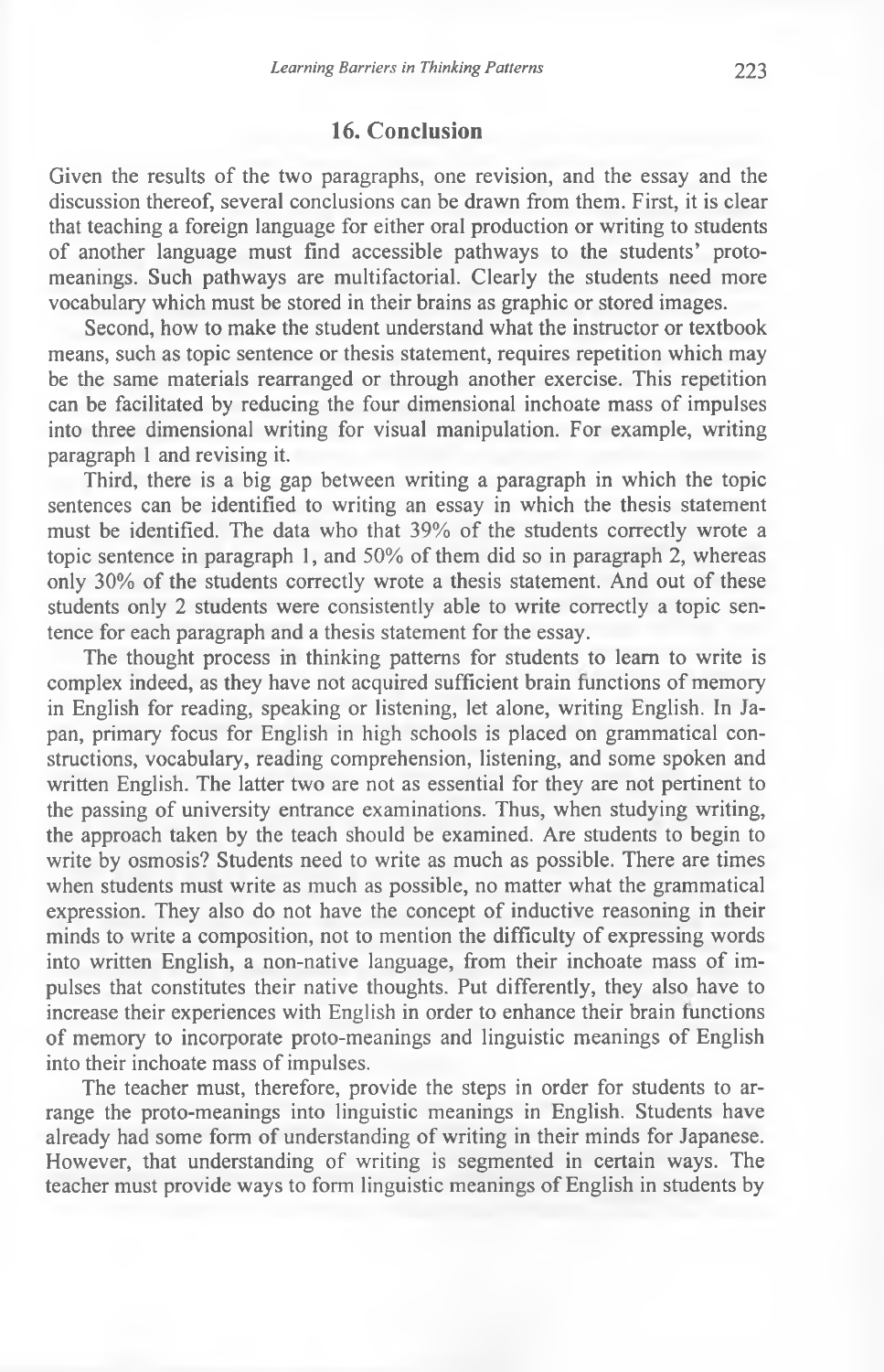## 16. Conclusion

Given the results of the two paragraphs, one revision, and the essay and the discussion thereof, several conclusions can be drawn from them. First, it is clear that teaching a foreign language for either oral production or writing to students of another language must find accessible pathways to the students' proto-meanings. Such pathways are multifactorial. Clearly the students need more vocabulary which must be stored in their brains as graphic or stored images.

Second, how to make the student understand what the instructor or textbook means, such as topic sentence or thesis statement, requires repetition which may be the same materials rearranged or through another exercise. This repetition can be facilitated by reducing the four dimensional inchoate mass of impulses into three dimensional writing for visual manipulation. For example, writing paragraph 1 and revising it.

Third, there is a big gap between writing a paragraph in which the topic sentences can be identified to writing an essay in which the thesis statement must be identified. The data who that 39% of the students correctly wrote a topic sentence in paragraph 1, and 50% of them did so in paragraph 2, whereas only 30% of the students correctly wrote a thesis statement. And out of these students only 2 students were consistently able to write correctly a topic sentence for each paragraph and a thesis statement for the essay.

The thought process in thinking patterns for students to learn to write is complex indeed, as they have not acquired sufficient brain functions of memory in English for reading, speaking or listening, let alone, writing English. In Japan, primary focus for English in high schools is placed on grammatical constructions, vocabulary, reading comprehension, listening, and some spoken and written English. The latter two are not as essential for they are not pertinent to the passing of university entrance examinations. Thus, when studying writing, the approach taken by the teach should be examined. Are students to begin to write by osmosis? Students need to write as much as possible. There are times when students must write as much as possible, no matter what the grammatical expression. They also do not have the concept of inductive reasoning in their minds to write a composition, not to mention the difficulty of expressing words into written English, a non-native language, from their inchoate mass of impulses that constitutes their native thoughts. Put differently, they also have to increase their experiences with English in order to enhance their brain functions of memory to incorporate proto-meanings and linguistic meanings of English into their inchoate mass of impulses.

The teacher must, therefore, provide the steps in order for students to arrange the proto-meanings into linguistic meanings in English. Students have already had some form of understanding of writing in their minds for Japanese. However, that understanding of writing is segmented in certain ways. The teacher must provide ways to form linguistic meanings of English in students by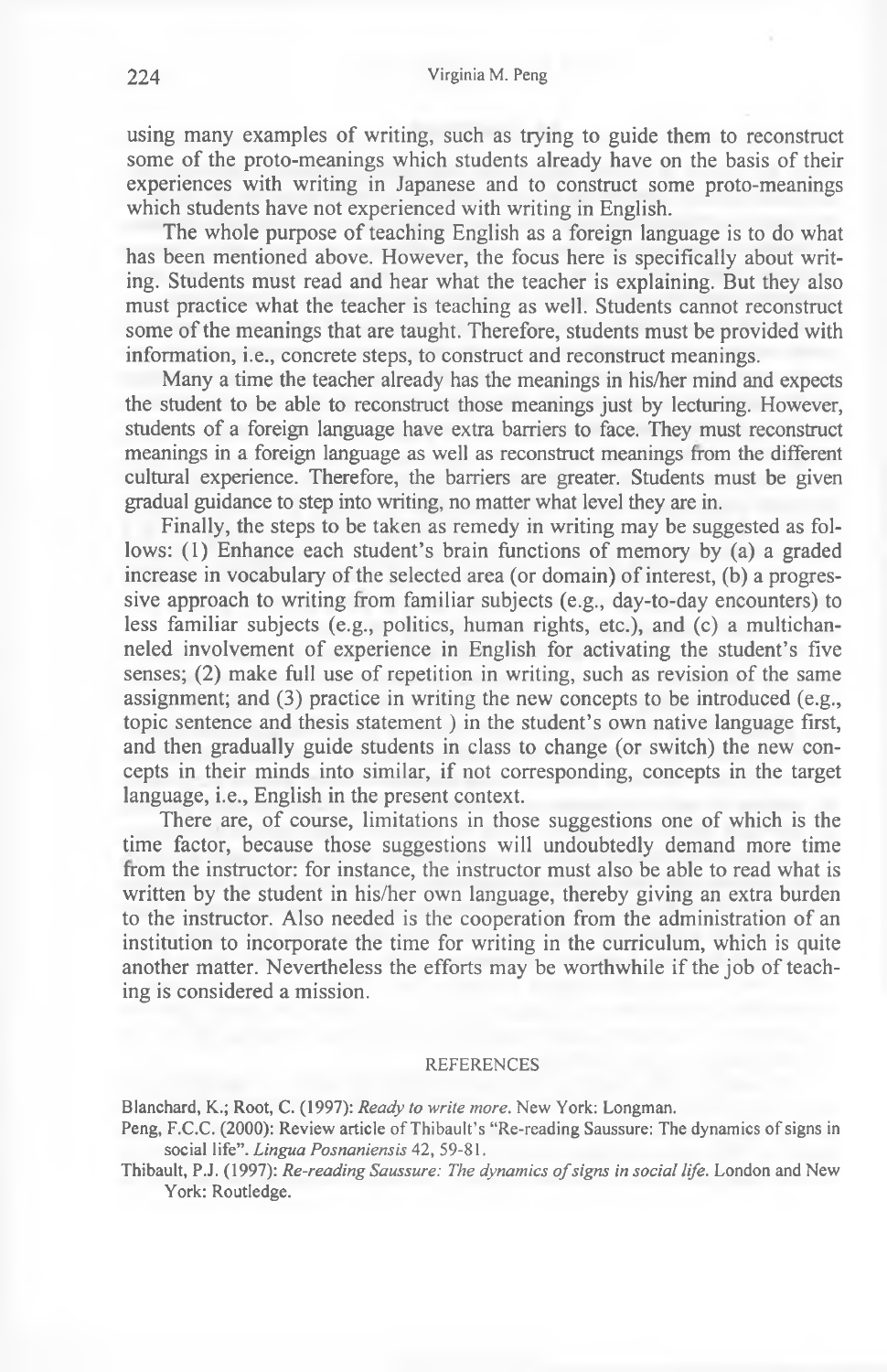using many examples of writing, such as trying to guide them to reconstruct some of the proto-meanings which students already have on the basis of their experiences with writing in Japanese and to construct some proto-meanings which students have not experienced with writing in English.

The whole purpose of teaching English as a foreign language is to do what has been mentioned above. However, the focus here is specifically about writing. Students must read and hear what the teacher is explaining. But they also must practice what the teacher is teaching as well. Students cannot reconstruct some of the meanings that are taught. Therefore, students must be provided with information, i.e., concrete steps, to construct and reconstruct meanings.

Many a time the teacher already has the meanings in his/her mind and expects the student to be able to reconstruct those meanings just by lecturing. However, students of a foreign language have extra barriers to face. They must reconstruct meanings in a foreign language as well as reconstruct meanings from the different cultural experience. Therefore, the barriers are greater. Students must be given gradual guidance to step into writing, no matter what level they are in.

Finally, the steps to be taken as remedy in writing may be suggested as follows: (1) Enhance each student's brain functions of memory by (a) a graded increase in vocabulary of the selected area (or domain) of interest, (b) a progressive approach to writing from familiar subjects (e.g., day-to-day encounters) to less familiar subjects (e.g., politics, human rights, etc.), and (c) a multichanneled involvement of experience in English for activating the student's five senses; (2) make full use of repetition in writing, such as revision of the same assignment; and (3) practice in writing the new concepts to be introduced (e.g., topic sentence and thesis statement ) in the student's own native language first, and then gradually guide students in class to change (or switch) the new concepts in their minds into similar, if not corresponding, concepts in the target language, i.e., English in the present context.

There are, of course, limitations in those suggestions one of which is the time factor, because those suggestions will undoubtedly demand more time from the instructor: for instance, the instructor must also be able to read what is written by the student in his/her own language, thereby giving an extra burden to the instructor. Also needed is the cooperation from the administration of an institution to incorporate the time for writing in the curriculum, which is quite another matter. Nevertheless the efforts may be worthwhile if the job of teaching is considered a mission.

## REFERENCES

Blanchard, K.; Root, C. (1997): *Ready to write more*. New York: Longman.

Peng, F.C.C. (2000): Review article of Thibault's "Re-reading Saussure: The dynamics of signs in social life". *Lingua Posnaniensis* 42, 59-81.

Thibault, P.J. (1997): *Re-reading Saussure: The dynamics of signs in social life*. London and New York: Routledge.